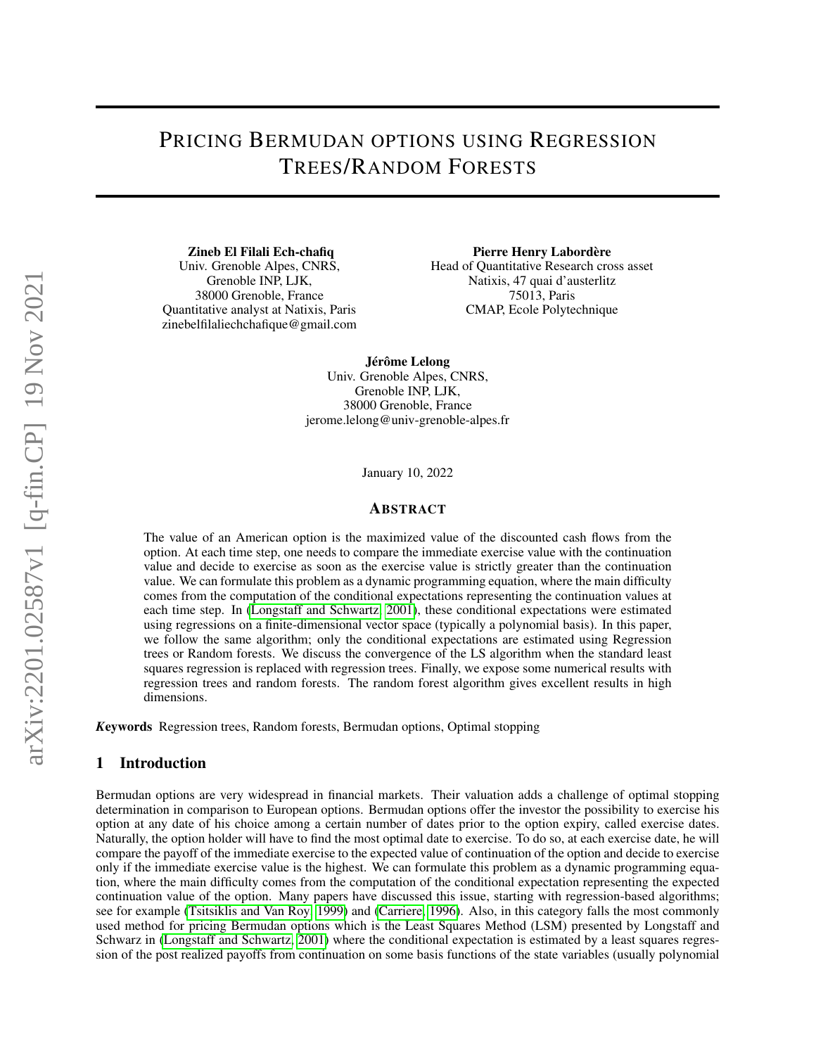# Pricing Bermudan options using Regression Trees/Random Forests

**Zineb El Filali Ech-chafiq**
Univ. Grenoble Alpes, CNRS,
Grenoble INP, LJK,
38000 Grenoble, France
Quantitative analyst at Natixis, Paris
zinebelfilaliechchafique@gmail.com

**Pierre Henry Labordère**
Head of Quantitative Research cross asset
Natixis, 47 quai d'austerlitz
75013, Paris
CMAP, Ecole Polytechnique

**Jérôme Lelong**
Univ. Grenoble Alpes, CNRS,
Grenoble INP, LJK,
38000 Grenoble, France
jerome.lelong@univ-grenoble-alpes.fr

January 10, 2022

## Abstract

The value of an American option is the maximized value of the discounted cash flows from the option. At each time step, one needs to compare the immediate exercise value with the continuation value and decide to exercise as soon as the exercise value is strictly greater than the continuation value. We can formulate this problem as a dynamic programming equation, where the main difficulty comes from the computation of the conditional expectations representing the continuation values at each time step. In (Longstaff and Schwartz, 2001), these conditional expectations were estimated using regressions on a finite-dimensional vector space (typically a polynomial basis). In this paper, we follow the same algorithm; only the conditional expectations are estimated using Regression trees or Random forests. We discuss the convergence of the LS algorithm when the standard least squares regression is replaced with regression trees. Finally, we expose some numerical results with regression trees and random forests. The random forest algorithm gives excellent results in high dimensions.

***Keywords*** Regression trees, Random forests, Bermudan options, Optimal stopping

## 1 Introduction

Bermudan options are very widespread in financial markets. Their valuation adds a challenge of optimal stopping determination in comparison to European options. Bermudan options offer the investor the possibility to exercise his option at any date of his choice among a certain number of dates prior to the option expiry, called exercise dates. Naturally, the option holder will have to find the most optimal date to exercise. To do so, at each exercise date, he will compare the payoff of the immediate exercise to the expected value of continuation of the option and decide to exercise only if the immediate exercise value is the highest. We can formulate this problem as a dynamic programming equation, where the main difficulty comes from the computation of the conditional expectation representing the expected continuation value of the option. Many papers have discussed this issue, starting with regression-based algorithms; see for example (Tsitsiklis and Van Roy, 1999) and (Carriere, 1996). Also, in this category falls the most commonly used method for pricing Bermudan options which is the Least Squares Method (LSM) presented by Longstaff and Schwarz in (Longstaff and Schwartz, 2001) where the conditional expectation is estimated by a least squares regression of the post realized payoffs from continuation on some basis functions of the state variables (usually polynomial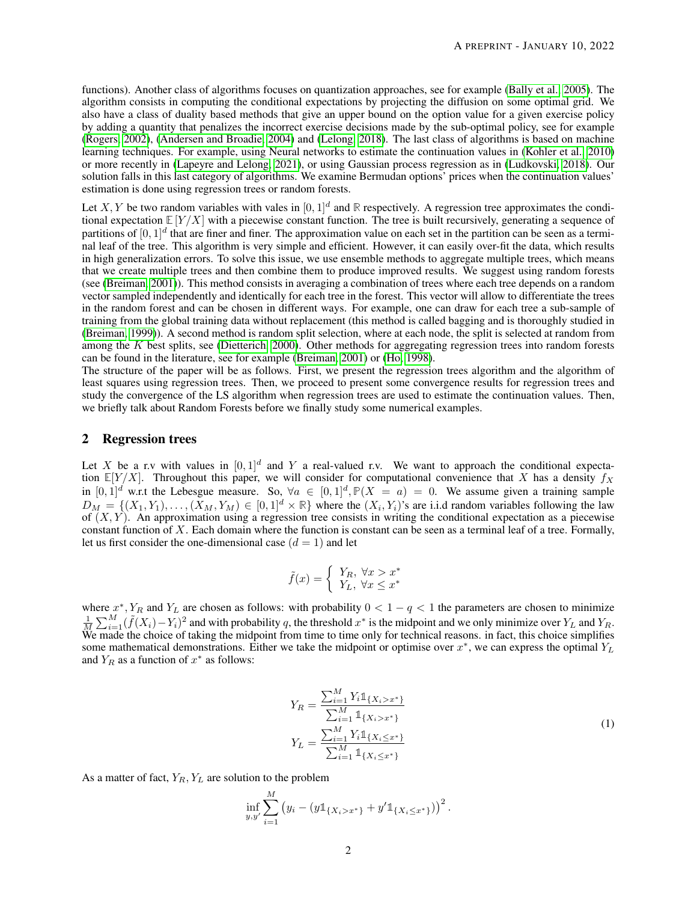functions). Another class of algorithms focuses on quantization approaches, see for example (Bally et al., 2005). The algorithm consists in computing the conditional expectations by projecting the diffusion on some optimal grid. We also have a class of duality based methods that give an upper bound on the option value for a given exercise policy by adding a quantity that penalizes the incorrect exercise decisions made by the sub-optimal policy, see for example (Rogers, 2002), (Andersen and Broadie, 2004) and (Lelong, 2018). The last class of algorithms is based on machine learning techniques. For example, using Neural networks to estimate the continuation values in (Kohler et al., 2010) or more recently in (Lapeyre and Lelong, 2021), or using Gaussian process regression as in (Ludkovski, 2018). Our solution falls in this last category of algorithms. We examine Bermudan options' prices when the continuation values' estimation is done using regression trees or random forests.

Let $X, Y$ be two random variables with vales in $[0,1]^d$ and $\mathbb{R}$ respectively. A regression tree approximates the conditional expectation $\mathbb{E}[Y/X]$ with a piecewise constant function. The tree is built recursively, generating a sequence of partitions of $[0,1]^d$ that are finer and finer. The approximation value on each set in the partition can be seen as a terminal leaf of the tree. This algorithm is very simple and efficient. However, it can easily over-fit the data, which results in high generalization errors. To solve this issue, we use ensemble methods to aggregate multiple trees, which means that we create multiple trees and then combine them to produce improved results. We suggest using random forests (see (Breiman, 2001)). This method consists in averaging a combination of trees where each tree depends on a random vector sampled independently and identically for each tree in the forest. This vector will allow to differentiate the trees in the random forest and can be chosen in different ways. For example, one can draw for each tree a sub-sample of training from the global training data without replacement (this method is called bagging and is thoroughly studied in (Breiman, 1999)). A second method is random split selection, where at each node, the split is selected at random from among the $K$ best splits, see (Dietterich, 2000). Other methods for aggregating regression trees into random forests can be found in the literature, see for example (Breiman, 2001) or (Ho, 1998).

The structure of the paper will be as follows. First, we present the regression trees algorithm and the algorithm of least squares using regression trees. Then, we proceed to present some convergence results for regression trees and study the convergence of the LS algorithm when regression trees are used to estimate the continuation values. Then, we briefly talk about Random Forests before we finally study some numerical examples.

## 2 Regression trees

Let $X$ be a r.v with values in $[0,1]^d$ and $Y$ a real-valued r.v. We want to approach the conditional expectation $\mathbb{E}[Y/X]$. Throughout this paper, we will consider for computational convenience that $X$ has a density $f_X$ in $[0,1]^d$ w.r.t the Lebesgue measure. So, $\forall a \in [0,1]^d, \mathbb{P}(X = a) = 0$. We assume given a training sample $D_M = \{(X_1, Y_1), \dots, (X_M, Y_M) \in [0,1]^d \times \mathbb{R}\}$ where the $(X_i, Y_i)$'s are i.i.d random variables following the law of $(X, Y)$. An approximation using a regression tree consists in writing the conditional expectation as a piecewise constant function of $X$. Each domain where the function is constant can be seen as a terminal leaf of a tree. Formally, let us first consider the one-dimensional case ($d = 1$) and let

$$
\tilde{f}(x) = \begin{cases} Y_R, \ \forall x > x^* \\ Y_L, \ \forall x \leq x^* \end{cases}
$$

where $x^*, Y_R$ and $Y_L$ are chosen as follows: with probability $0 < 1 - q < 1$ the parameters are chosen to minimize $\frac{1}{M}\sum_{i=1}^{M}(\tilde{f}(X_i) - Y_i)^2$ and with probability $q$, the threshold $x^*$ is the midpoint and we only minimize over $Y_L$ and $Y_R$. We made the choice of taking the midpoint from time to time only for technical reasons. in fact, this choice simplifies some mathematical demonstrations. Either we take the midpoint or optimise over $x^*$, we can express the optimal $Y_L$ and $Y_R$ as a function of $x^*$ as follows:

$$
\begin{aligned}
Y_R &= \frac{\sum_{i=1}^{M} Y_i \mathbb{1}_{\{X_i > x^*\}}}{\sum_{i=1}^{M} \mathbb{1}_{\{X_i > x^*\}}} \\
Y_L &= \frac{\sum_{i=1}^{M} Y_i \mathbb{1}_{\{X_i \leq x^*\}}}{\sum_{i=1}^{M} \mathbb{1}_{\{X_i \leq x^*\}}}
\end{aligned} \tag{1}
$$

As a matter of fact, $Y_R, Y_L$ are solution to the problem

$$
\inf_{y, y'} \sum_{i=1}^{M} \left( y_i - (y \mathbb{1}_{\{X_i > x^*\}} + y' \mathbb{1}_{\{X_i \leq x^*\}}) \right)^2.
$$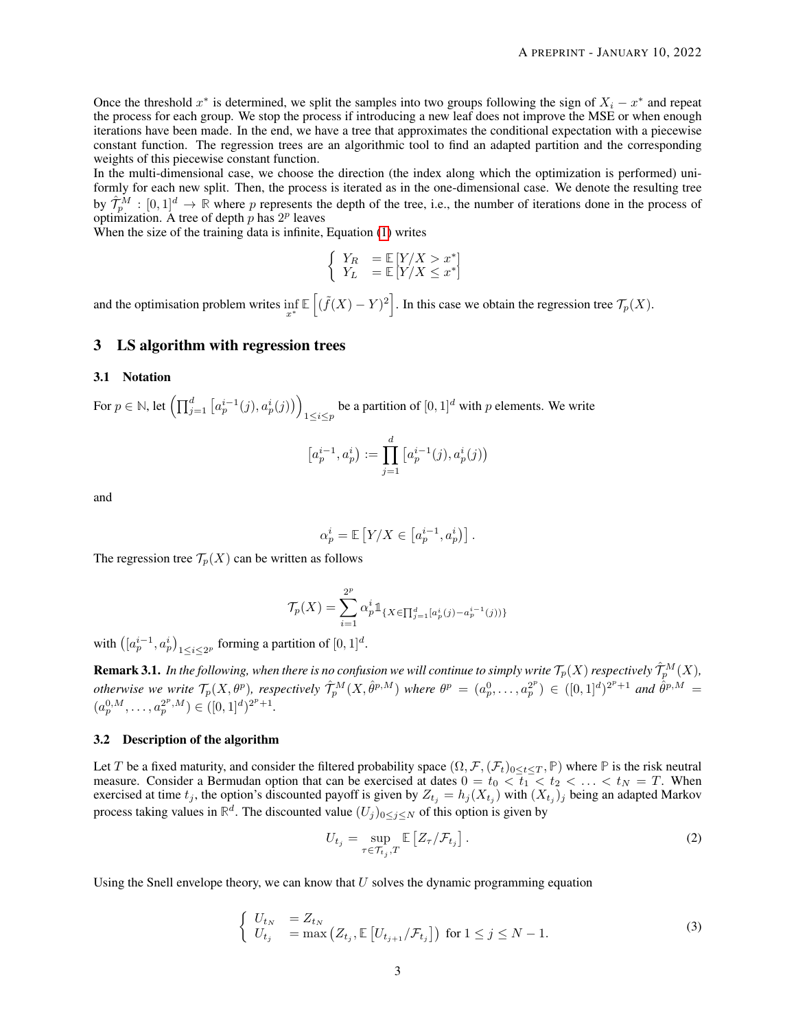Once the threshold $x^*$ is determined, we split the samples into two groups following the sign of $X_i - x^*$ and repeat the process for each group. We stop the process if introducing a new leaf does not improve the MSE or when enough iterations have been made. In the end, we have a tree that approximates the conditional expectation with a piecewise constant function. The regression trees are an algorithmic tool to find an adapted partition and the corresponding weights of this piecewise constant function.
In the multi-dimensional case, we choose the direction (the index along which the optimization is performed) uniformly for each new split. Then, the process is iterated as in the one-dimensional case. We denote the resulting tree by $\hat{\mathcal{T}}_p^M : [0,1]^d \to \mathbb{R}$ where $p$ represents the depth of the tree, i.e., the number of iterations done in the process of optimization. A tree of depth $p$ has $2^p$ leaves
When the size of the training data is infinite, Equation (1) writes

$$
\begin{cases} Y_R & = \mathbb{E}\left[Y/X > x^*\right] \\ Y_L & = \mathbb{E}\left[Y/X \leq x^*\right] \end{cases}
$$

and the optimisation problem writes $\inf_{x^*} \mathbb{E}\left[(\tilde{f}(X) - Y)^2\right]$. In this case we obtain the regression tree $\mathcal{T}_p(X)$.

## 3 LS algorithm with regression trees

### 3.1 Notation

For $p \in \mathbb{N}$, let $\left(\prod_{j=1}^d \left[a_p^{i-1}(j), a_p^i(j)\right)\right)_{1 \leq i \leq p}$ be a partition of $[0,1]^d$ with $p$ elements. We write

$$
\left[a_p^{i-1}, a_p^i\right) := \prod_{j=1}^d \left[a_p^{i-1}(j), a_p^i(j)\right)
$$

and

$$
\alpha_p^i = \mathbb{E}\left[Y/X \in \left[a_p^{i-1}, a_p^i\right)\right].
$$

The regression tree $\mathcal{T}_p(X)$ can be written as follows

$$
\mathcal{T}_p(X) = \sum_{i=1}^{2^p} \alpha_p^i \mathbb{1}_{\{X \in \prod_{j=1}^d [a_p^i(j) - a_p^{i-1}(j))\}}
$$

with $\left([a_p^{i-1}, a_p^i\right)_{1 \leq i \leq 2^p}$ forming a partition of $[0,1]^d$.

**Remark 3.1.** *In the following, when there is no confusion we will continue to simply write $\mathcal{T}_p(X)$ respectively $\hat{\mathcal{T}}_p^M(X)$, otherwise we write $\mathcal{T}_p(X, \theta^p)$, respectively $\hat{\mathcal{T}}_p^M(X, \hat{\theta}^{p,M})$ where $\theta^p = (a_p^0, \ldots, a_p^{2^p}) \in ([0,1]^d)^{2^p+1}$ and $\hat{\theta}^{p,M} = (a_p^{0,M}, \ldots, a_p^{2^p,M}) \in ([0,1]^d)^{2^p+1}$.*

### 3.2 Description of the algorithm

Let $T$ be a fixed maturity, and consider the filtered probability space $(\Omega, \mathcal{F}, (\mathcal{F}_t)_{0 \leq t \leq T}, \mathbb{P})$ where $\mathbb{P}$ is the risk neutral measure. Consider a Bermudan option that can be exercised at dates $0 = t_0 < t_1 < t_2 < \ldots < t_N = T$. When exercised at time $t_j$, the option's discounted payoff is given by $Z_{t_j} = h_j(X_{t_j})$ with $(X_{t_j})_j$ being an adapted Markov process taking values in $\mathbb{R}^d$. The discounted value $(U_j)_{0 \leq j \leq N}$ of this option is given by

$$
U_{t_j} = \sup_{\tau \in \mathcal{T}_{t_j,T}} \mathbb{E}\left[Z_\tau / \mathcal{F}_{t_j}\right]. \tag{2}
$$

Using the Snell envelope theory, we can know that $U$ solves the dynamic programming equation

$$
\begin{cases} U_{t_N} & = Z_{t_N} \\ U_{t_j} & = \max\left(Z_{t_j}, \mathbb{E}\left[U_{t_{j+1}} / \mathcal{F}_{t_j}\right]\right) \text{ for } 1 \leq j \leq N-1. \end{cases} \tag{3}
$$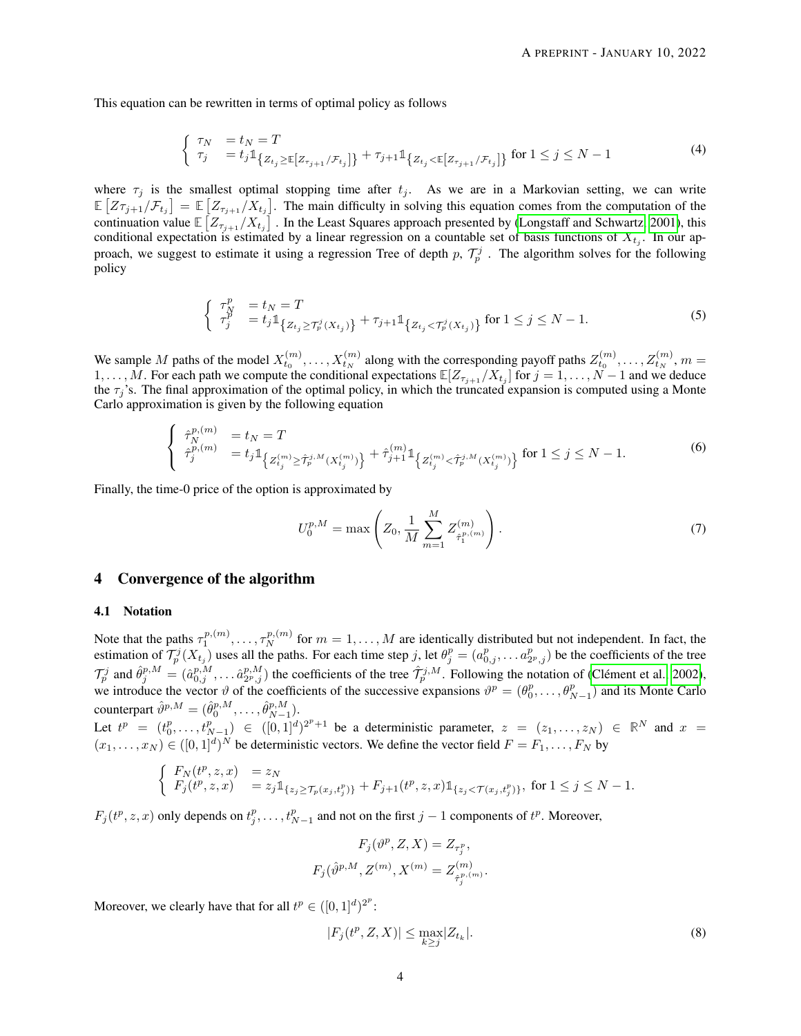This equation can be rewritten in terms of optimal policy as follows

$$
\begin{cases} \tau_N &= t_N = T \\ \tau_j &= t_j \mathbb{1}_{\left\{Z_{t_j} \geq \mathbb{E}\left[Z_{\tau_{j+1}}/\mathcal{F}_{t_j}\right]\right\}} + \tau_{j+1} \mathbb{1}_{\left\{Z_{t_j} < \mathbb{E}\left[Z_{\tau_{j+1}}/\mathcal{F}_{t_j}\right]\right\}} \text{ for } 1 \leq j \leq N-1 \end{cases} \tag{4}
$$

where $\tau_j$ is the smallest optimal stopping time after $t_j$. As we are in a Markovian setting, we can write $\mathbb{E}\left[Z\tau_{j+1}/\mathcal{F}_{t_j}\right] = \mathbb{E}\left[Z_{\tau_{j+1}}/X_{t_j}\right]$. The main difficulty in solving this equation comes from the computation of the continuation value $\mathbb{E}\left[Z_{\tau_{j+1}}/X_{t_j}\right]$. In the Least Squares approach presented by (Longstaff and Schwartz, 2001), this conditional expectation is estimated by a linear regression on a countable set of basis functions of $X_{t_j}$. In our approach, we suggest to estimate it using a regression Tree of depth $p$, $\mathcal{T}_p^j$. The algorithm solves for the following policy

$$
\begin{cases} \tau_N^p &= t_N = T \\ \tau_j^p &= t_j \mathbb{1}_{\left\{Z_{t_j} \geq \mathcal{T}_p^j(X_{t_j})\right\}} + \tau_{j+1} \mathbb{1}_{\left\{Z_{t_j} < \mathcal{T}_p^j(X_{t_j})\right\}} \text{ for } 1 \leq j \leq N-1. \end{cases} \tag{5}
$$

We sample $M$ paths of the model $X_{t_0}^{(m)}, \ldots, X_{t_N}^{(m)}$ along with the corresponding payoff paths $Z_{t_0}^{(m)}, \ldots, Z_{t_N}^{(m)}$, $m = 1, \ldots, M$. For each path we compute the conditional expectations $\mathbb{E}[Z_{\tau_{j+1}}/X_{t_j}]$ for $j = 1, \ldots, N-1$ and we deduce the $\tau_j$'s. The final approximation of the optimal policy, in which the truncated expansion is computed using a Monte Carlo approximation is given by the following equation

$$
\begin{cases} \hat{\tau}_N^{p,(m)} &= t_N = T \\ \hat{\tau}_j^{p,(m)} &= t_j \mathbb{1}_{\left\{Z_{t_j}^{(m)} \geq \hat{\mathcal{T}}_p^{j,M}(X_{t_j}^{(m)})\right\}} + \hat{\tau}_{j+1}^{(m)} \mathbb{1}_{\left\{Z_{t_j}^{(m)} < \hat{\mathcal{T}}_p^{j,M}(X_{t_j}^{(m)})\right\}} \text{ for } 1 \leq j \leq N-1. \end{cases} \tag{6}
$$

Finally, the time-0 price of the option is approximated by

$$
U_0^{p,M} = \max\left(Z_0, \frac{1}{M}\sum_{m=1}^{M} Z^{(m)}_{\hat{\tau}_1^{p,(m)}}\right). \tag{7}
$$

## 4 Convergence of the algorithm

### 4.1 Notation

Note that the paths $\tau_1^{p,(m)}, \ldots, \tau_N^{p,(m)}$ for $m = 1, \ldots, M$ are identically distributed but not independent. In fact, the estimation of $\mathcal{T}_p^j(X_{t_j})$ uses all the paths. For each time step $j$, let $\theta_j^p = (a_{0,j}^p, \ldots a_{2^p,j}^p)$ be the coefficients of the tree $\mathcal{T}_p^j$ and $\hat{\theta}_j^{p,M} = (\hat{a}_{0,j}^{p,M}, \ldots \hat{a}_{2^p,j}^{p,M})$ the coefficients of the tree $\hat{\mathcal{T}}_p^{j,M}$. Following the notation of (Clément et al., 2002), we introduce the vector $\vartheta$ of the coefficients of the successive expansions $\vartheta^p = (\theta_0^p, \ldots, \theta_{N-1}^p)$ and its Monte Carlo counterpart $\hat{\vartheta}^{p,M} = (\hat{\theta}_0^{p,M}, \ldots, \hat{\theta}_{N-1}^{p,M})$.
Let $t^p = (t_0^p, \ldots, t_{N-1}^p) \in ([0,1]^d)^{2^p+1}$ be a deterministic parameter, $z = (z_1, \ldots, z_N) \in \mathbb{R}^N$ and $x = (x_1, \ldots, x_N) \in ([0,1]^d)^N$ be deterministic vectors. We define the vector field $F = F_1, \ldots, F_N$ by

$$
\begin{cases} F_N(t^p, z, x) &= z_N \\ F_j(t^p, z, x) &= z_j \mathbb{1}_{\{z_j \geq \mathcal{T}_p(x_j, t_j^p)\}} + F_{j+1}(t^p, z, x) \mathbb{1}_{\{z_j < \mathcal{T}(x_j, t_j^p)\}}, \text{ for } 1 \leq j \leq N-1. \end{cases}
$$

$F_j(t^p, z, x)$ only depends on $t_j^p, \ldots, t_{N-1}^p$ and not on the first $j-1$ components of $t^p$. Moreover,

$$
F_j(\vartheta^p, Z, X) = Z_{\tau_j^p},
$$

$$
F_j(\hat{\vartheta}^{p,M}, Z^{(m)}, X^{(m)} = Z^{(m)}_{\hat{\tau}_j^{p,(m)}}.
$$

Moreover, we clearly have that for all $t^p \in ([0,1]^d)^{2^p}$:

$$
|F_j(t^p, Z, X)| \leq \max_{k \geq j} |Z_{t_k}|. \tag{8}
$$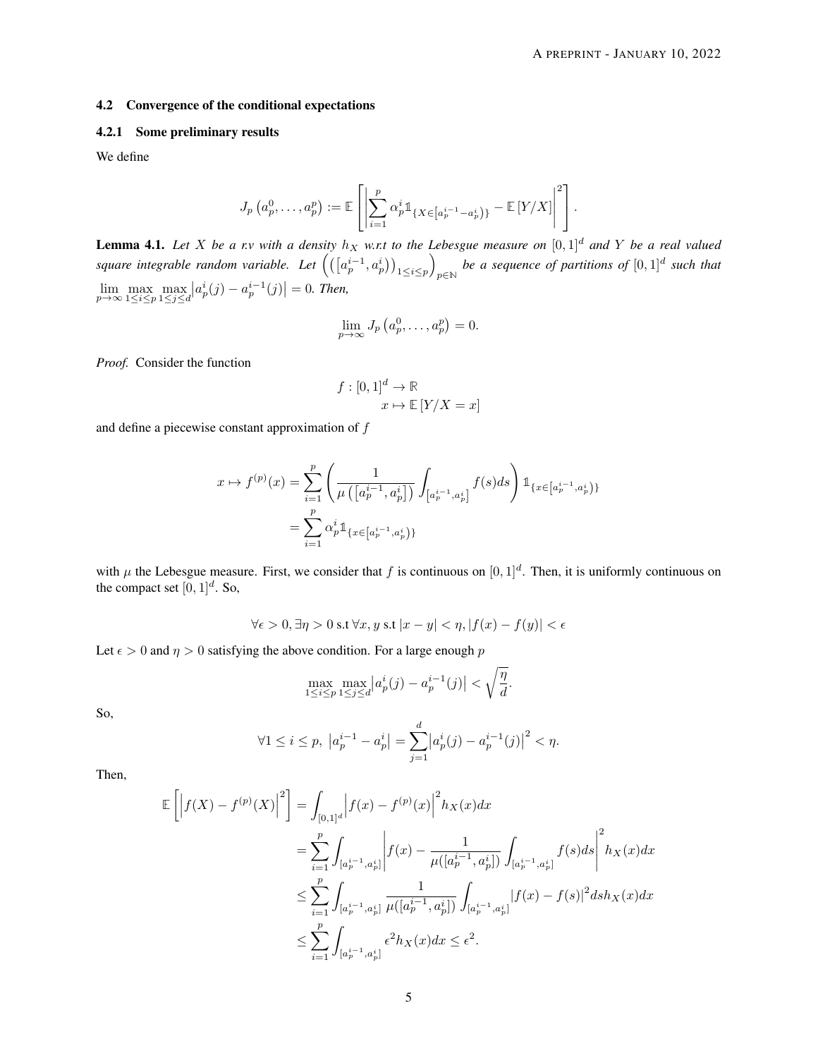### 4.2 Convergence of the conditional expectations

#### 4.2.1 Some preliminary results

We define

$$J_p\left(a_p^0, \dots, a_p^p\right) := \mathbb{E}\left[\left|\sum_{i=1}^{p} \alpha_p^i \mathbb{1}_{\{X \in [a_p^{i-1} - a_p^i)\}} - \mathbb{E}\left[Y/X\right]\right|^2\right].$$

**Lemma 4.1.** *Let $X$ be a r.v with a density $h_X$ w.r.t to the Lebesgue measure on $[0,1]^d$ and $Y$ be a real valued square integrable random variable. Let $\left(\left(\left[a_p^{i-1}, a_p^i\right)\right)_{1 \le i \le p}\right)_{p \in \mathbb{N}}$ be a sequence of partitions of $[0,1]^d$ such that $\lim\limits_{p\to\infty} \max\limits_{1\le i\le p} \max\limits_{1\le j\le d} \left|a_p^i(j) - a_p^{i-1}(j)\right| = 0$. Then,*

$$\lim_{p\to\infty} J_p\left(a_p^0, \dots, a_p^p\right) = 0.$$

*Proof.* Consider the function

$$\begin{aligned} f : [0,1]^d &\to \mathbb{R} \\ x &\mapsto \mathbb{E}\left[Y/X = x\right] \end{aligned}$$

and define a piecewise constant approximation of $f$

$$\begin{aligned} x \mapsto f^{(p)}(x) &= \sum_{i=1}^{p} \left(\frac{1}{\mu\left(\left[a_p^{i-1}, a_p^i\right]\right)} \int_{\left[a_p^{i-1}, a_p^i\right]} f(s) ds\right) \mathbb{1}_{\{x \in [a_p^{i-1}, a_p^i)\}} \\ &= \sum_{i=1}^{p} \alpha_p^i \mathbb{1}_{\{x \in [a_p^{i-1}, a_p^i)\}} \end{aligned}$$

with $\mu$ the Lebesgue measure. First, we consider that $f$ is continuous on $[0,1]^d$. Then, it is uniformly continuous on the compact set $[0,1]^d$. So,

$$\forall \epsilon > 0, \exists \eta > 0 \text{ s.t } \forall x, y \text{ s.t } |x - y| < \eta, |f(x) - f(y)| < \epsilon$$

Let $\epsilon > 0$ and $\eta > 0$ satisfying the above condition. For a large enough $p$

$$\max_{1\le i\le p} \max_{1\le j\le d} \left|a_p^i(j) - a_p^{i-1}(j)\right| < \sqrt{\frac{\eta}{d}}.$$

So,

$$\forall 1 \le i \le p, \ \left|a_p^{i-1} - a_p^i\right| = \sum_{j=1}^{d} \left|a_p^i(j) - a_p^{i-1}(j)\right|^2 < \eta.$$

Then,

$$\begin{aligned} \mathbb{E}\left[\left|f(X) - f^{(p)}(X)\right|^2\right] &= \int_{[0,1]^d} \left|f(x) - f^{(p)}(x)\right|^2 h_X(x) dx \\ &= \sum_{i=1}^{p} \int_{[a_p^{i-1}, a_p^i]} \left|f(x) - \frac{1}{\mu([a_p^{i-1}, a_p^i])} \int_{[a_p^{i-1}, a_p^i]} f(s) ds\right|^2 h_X(x) dx \\ &\le \sum_{i=1}^{p} \int_{[a_p^{i-1}, a_p^i]} \frac{1}{\mu([a_p^{i-1}, a_p^i])} \int_{[a_p^{i-1}, a_p^i]} |f(x) - f(s)|^2 ds h_X(x) dx \\ &\le \sum_{i=1}^{p} \int_{[a_p^{i-1}, a_p^i]} \epsilon^2 h_X(x) dx \le \epsilon^2. \end{aligned}$$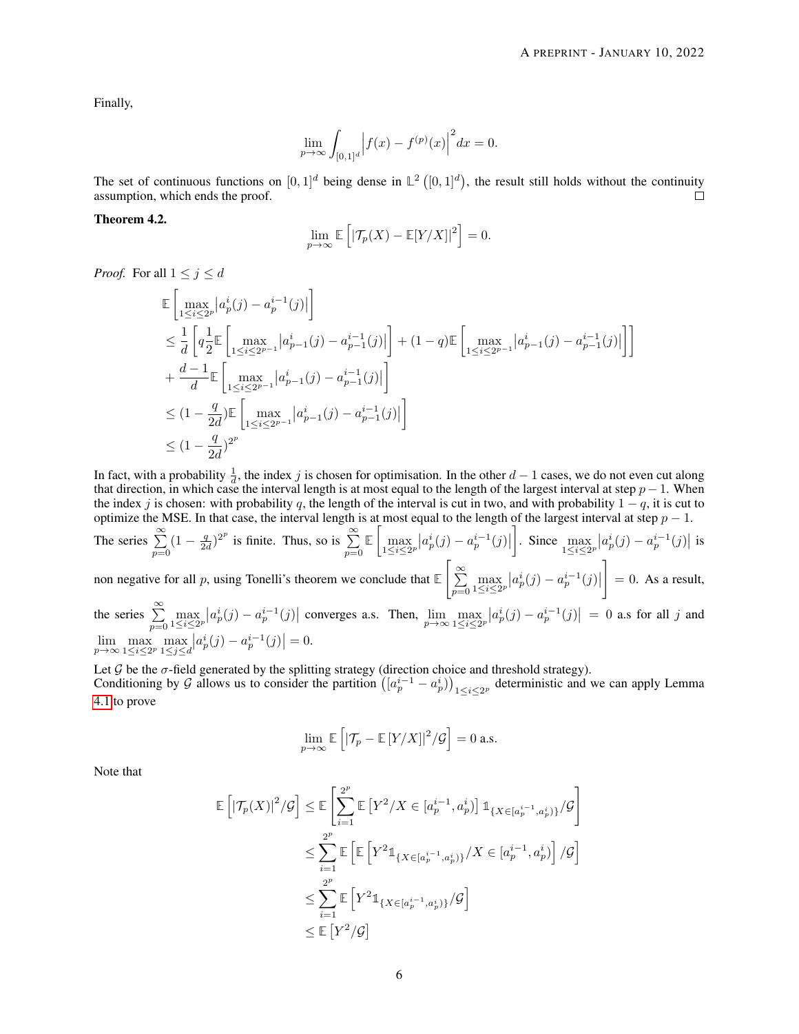Finally,

$$\lim_{p\to\infty}\int_{[0,1]^d}\left|f(x)-f^{(p)}(x)\right|^2dx=0.$$

The set of continuous functions on $[0,1]^d$ being dense in $\mathbb{L}^2\left([0,1]^d\right)$, the result still holds without the continuity assumption, which ends the proof. ☐

**Theorem 4.2.**

$$\lim_{p\to\infty}\mathbb{E}\left[\left|\mathcal{T}_p(X)-\mathbb{E}[Y/X]\right|^2\right]=0.$$

*Proof.* For all $1\le j\le d$

$$\begin{aligned}
&\mathbb{E}\left[\max_{1\le i\le 2^p}\left|a_p^i(j)-a_p^{i-1}(j)\right|\right]\\
&\le\frac{1}{d}\left[q\frac{1}{2}\mathbb{E}\left[\max_{1\le i\le 2^{p-1}}\left|a_{p-1}^i(j)-a_{p-1}^{i-1}(j)\right|\right]+(1-q)\mathbb{E}\left[\max_{1\le i\le 2^{p-1}}\left|a_{p-1}^i(j)-a_{p-1}^{i-1}(j)\right|\right]\right]\\
&+\frac{d-1}{d}\mathbb{E}\left[\max_{1\le i\le 2^{p-1}}\left|a_{p-1}^i(j)-a_{p-1}^{i-1}(j)\right|\right]\\
&\le(1-\frac{q}{2d})\mathbb{E}\left[\max_{1\le i\le 2^{p-1}}\left|a_{p-1}^i(j)-a_{p-1}^{i-1}(j)\right|\right]\\
&\le(1-\frac{q}{2d})^{2^p}
\end{aligned}$$

In fact, with a probability $\frac{1}{d}$, the index $j$ is chosen for optimisation. In the other $d-1$ cases, we do not even cut along that direction, in which case the interval length is at most equal to the length of the largest interval at step $p-1$. When the index $j$ is chosen: with probability $q$, the length of the interval is cut in two, and with probability $1-q$, it is cut to optimize the MSE. In that case, the interval length is at most equal to the length of the largest interval at step $p-1$. The series $\sum_{p=0}^{\infty}(1-\frac{q}{2d})^{2^p}$ is finite. Thus, so is $\sum_{p=0}^{\infty}\mathbb{E}\left[\max_{1\le i\le 2^p}\left|a_p^i(j)-a_p^{i-1}(j)\right|\right]$. Since $\max_{1\le i\le 2^p}\left|a_p^i(j)-a_p^{i-1}(j)\right|$ is non negative for all $p$, using Tonelli's theorem we conclude that $\mathbb{E}\left[\sum_{p=0}^{\infty}\max_{1\le i\le 2^p}\left|a_p^i(j)-a_p^{i-1}(j)\right|\right]=0$. As a result, the series $\sum_{p=0}^{\infty}\max_{1\le i\le 2^p}\left|a_p^i(j)-a_p^{i-1}(j)\right|$ converges a.s. Then, $\lim_{p\to\infty}\max_{1\le i\le 2^p}\left|a_p^i(j)-a_p^{i-1}(j)\right|=0$ a.s for all $j$ and $\lim_{p\to\infty}\max_{1\le i\le 2^p}\max_{1\le j\le d}\left|a_p^i(j)-a_p^{i-1}(j)\right|=0$.

Let $\mathcal{G}$ be the $\sigma$-field generated by the splitting strategy (direction choice and threshold strategy).
Conditioning by $\mathcal{G}$ allows us to consider the partition $\left([a_p^{i-1}-a_p^i)\right)_{1\le i\le 2^p}$ deterministic and we can apply Lemma 4.1 to prove

$$\lim_{p\to\infty}\mathbb{E}\left[\left|\mathcal{T}_p-\mathbb{E}\left[Y/X\right]\right|^2/\mathcal{G}\right]=0\text{ a.s.}$$

Note that

$$\begin{aligned}
\mathbb{E}\left[\left|\mathcal{T}_p(X)\right|^2/\mathcal{G}\right]&\le\mathbb{E}\left[\sum_{i=1}^{2^p}\mathbb{E}\left[Y^2/X\in[a_p^{i-1},a_p^i)\right]\mathbb{1}_{\{X\in[a_p^{i-1},a_p^i)\}}/\mathcal{G}\right]\\
&\le\sum_{i=1}^{2^p}\mathbb{E}\left[\mathbb{E}\left[Y^2\mathbb{1}_{\{X\in[a_p^{i-1},a_p^i)\}}/X\in[a_p^{i-1},a_p^i)\right]/\mathcal{G}\right]\\
&\le\sum_{i=1}^{2^p}\mathbb{E}\left[Y^2\mathbb{1}_{\{X\in[a_p^{i-1},a_p^i)\}}/\mathcal{G}\right]\\
&\le\mathbb{E}\left[Y^2/\mathcal{G}\right]
\end{aligned}$$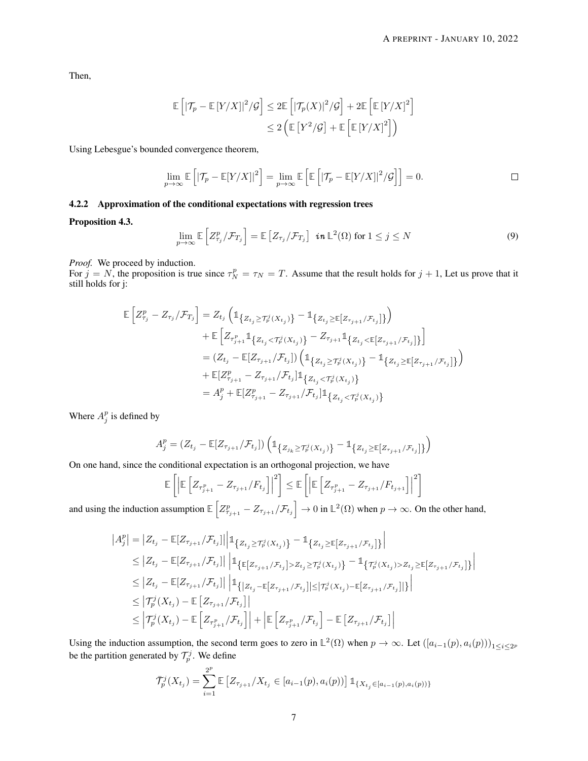Then,

$$
\begin{aligned}
\mathbb{E}\left[|\mathcal{T}_p - \mathbb{E}\left[Y/X\right]|^2/\mathcal{G}\right] &\leq 2\mathbb{E}\left[|\mathcal{T}_p(X)|^2/\mathcal{G}\right] + 2\mathbb{E}\left[\mathbb{E}\left[Y/X\right]^2\right] \\
&\leq 2\left(\mathbb{E}\left[Y^2/\mathcal{G}\right] + \mathbb{E}\left[\mathbb{E}\left[Y/X\right]^2\right]\right)
\end{aligned}
$$

Using Lebesgue's bounded convergence theorem,

$$
\lim_{p\to\infty} \mathbb{E}\left[|\mathcal{T}_p - \mathbb{E}[Y/X]|^2\right] = \lim_{p\to\infty} \mathbb{E}\left[\mathbb{E}\left[|\mathcal{T}_p - \mathbb{E}[Y/X]|^2/\mathcal{G}\right]\right] = 0. \qquad \square
$$

#### 4.2.2 Approximation of the conditional expectations with regression trees

**Proposition 4.3.**

$$
\lim_{p\to\infty} \mathbb{E}\left[Z^p_{\tau_j}/\mathcal{F}_{T_j}\right] = \mathbb{E}\left[Z_{\tau_j}/\mathcal{F}_{T_j}\right] \;\; \textit{in}\; \mathbb{L}^2(\Omega) \text{ for } 1 \leq j \leq N \tag{9}
$$

*Proof.* We proceed by induction.
For $j = N$, the proposition is true since $\tau^p_N = \tau_N = T$. Assume that the result holds for $j+1$, Let us prove that it still holds for j:

$$
\begin{aligned}
\mathbb{E}\left[Z^p_{\tau_j} - Z_{\tau_j}/\mathcal{F}_{T_j}\right] &= Z_{t_j}\left(\mathbb{1}_{\left\{Z_{t_j} \geq \mathcal{T}^j_p(X_{t_j})\right\}} - \mathbb{1}_{\left\{Z_{t_j} \geq \mathbb{E}\left[Z_{\tau_{j+1}}/\mathcal{F}_{t_j}\right]\right\}}\right) \\
&\quad + \mathbb{E}\left[Z_{\tau^p_{j+1}}\mathbb{1}_{\left\{Z_{t_j} < \mathcal{T}^j_p(X_{t_j})\right\}} - Z_{\tau_{j+1}}\mathbb{1}_{\left\{Z_{t_j} < \mathbb{E}\left[Z_{\tau_{j+1}}/\mathcal{F}_{t_j}\right]\right\}}\right] \\
&= (Z_{t_j} - \mathbb{E}[Z_{\tau_{j+1}}/\mathcal{F}_{t_j}])\left(\mathbb{1}_{\left\{Z_{t_j} \geq \mathcal{T}^j_p(X_{t_j})\right\}} - \mathbb{1}_{\left\{Z_{t_j} \geq \mathbb{E}\left[Z_{\tau_{j+1}}/\mathcal{F}_{t_j}\right]\right\}}\right) \\
&\quad + \mathbb{E}[Z^p_{\tau_{j+1}} - Z_{\tau_{j+1}}/\mathcal{F}_{t_j}]\mathbb{1}_{\left\{Z_{t_j} < \mathcal{T}^j_p(X_{t_j})\right\}} \\
&= A^p_j + \mathbb{E}[Z^p_{\tau_{j+1}} - Z_{\tau_{j+1}}/\mathcal{F}_{t_j}]\mathbb{1}_{\left\{Z_{t_j} < \mathcal{T}^j_p(X_{t_j})\right\}}
\end{aligned}
$$

Where $A^p_j$ is defined by

$$
A^p_j = (Z_{t_j} - \mathbb{E}[Z_{\tau_{j+1}}/\mathcal{F}_{t_j}])\left(\mathbb{1}_{\left\{Z_{j_k} \geq \mathcal{T}^j_p(X_{t_j})\right\}} - \mathbb{1}_{\left\{Z_{t_j} \geq \mathbb{E}\left[Z_{\tau_{j+1}}/\mathcal{F}_{t_j}\right]\right\}}\right)
$$

On one hand, since the conditional expectation is an orthogonal projection, we have

$$
\mathbb{E}\left[\left|\mathbb{E}\left[Z_{\tau^p_{j+1}} - Z_{\tau_{j+1}}/F_{t_j}\right]\right|^2\right] \leq \mathbb{E}\left[\left|\mathbb{E}\left[Z_{\tau^p_{j+1}} - Z_{\tau_{j+1}}/F_{t_{j+1}}\right]\right|^2\right]
$$

and using the induction assumption $\mathbb{E}\left[Z^p_{\tau_{j+1}} - Z_{\tau_{j+1}}/\mathcal{F}_{t_j}\right] \to 0$ in $\mathbb{L}^2(\Omega)$ when $p \to \infty$. On the other hand,

$$
\begin{aligned}
\left|A^p_j\right| &= \left|Z_{t_j} - \mathbb{E}[Z_{\tau_{j+1}}/\mathcal{F}_{t_j}]\right|\left|\mathbb{1}_{\left\{Z_{t_j} \geq \mathcal{T}^j_p(X_{t_j})\right\}} - \mathbb{1}_{\left\{Z_{t_j} \geq \mathbb{E}\left[Z_{\tau_{j+1}}/\mathcal{F}_{t_j}\right]\right\}}\right| \\
&\leq \left|Z_{t_j} - \mathbb{E}[Z_{\tau_{j+1}}/\mathcal{F}_{t_j}]\right|\left|\mathbb{1}_{\left\{\mathbb{E}\left[Z_{\tau_{j+1}}/\mathcal{F}_{t_j}\right] > Z_{t_j} \geq \mathcal{T}^j_p(X_{t_j})\right\}} - \mathbb{1}_{\left\{\mathcal{T}^j_p(X_{t_j}) > Z_{t_j} \geq \mathbb{E}\left[Z_{\tau_{j+1}}/\mathcal{F}_{t_j}\right]\right\}}\right| \\
&\leq \left|Z_{t_j} - \mathbb{E}[Z_{\tau_{j+1}}/\mathcal{F}_{t_j}]\right|\left|\mathbb{1}_{\left\{\left|Z_{t_j} - \mathbb{E}\left[Z_{\tau_{j+1}}/\mathcal{F}_{t_j}\right]\right| \leq \left|\mathcal{T}^j_p(X_{t_j}) - \mathbb{E}\left[Z_{\tau_{j+1}}/\mathcal{F}_{t_j}\right]\right|\right\}}\right| \\
&\leq \left|\mathcal{T}^j_p(X_{t_j}) - \mathbb{E}\left[Z_{\tau_{j+1}}/\mathcal{F}_{t_j}\right]\right| \\
&\leq \left|\mathcal{T}^j_p(X_{t_j}) - \mathbb{E}\left[Z_{\tau^p_{j+1}}/\mathcal{F}_{t_j}\right]\right| + \left|\mathbb{E}\left[Z_{\tau^p_{j+1}}/\mathcal{F}_{t_j}\right] - \mathbb{E}\left[Z_{\tau_{j+1}}/\mathcal{F}_{t_j}\right]\right|
\end{aligned}
$$

Using the induction assumption, the second term goes to zero in $\mathbb{L}^2(\Omega)$ when $p \to \infty$. Let $([a_{i-1}(p), a_i(p)))_{1 \leq i \leq 2^p}$ be the partition generated by $\mathcal{T}^j_p$. We define

$$
\overline{\mathcal{T}}^j_p(X_{t_j}) = \sum_{i=1}^{2^p} \mathbb{E}\left[Z_{\tau_{j+1}}/X_{t_j} \in [a_{i-1}(p), a_i(p))\right]\mathbb{1}_{\{X_{t_j} \in [a_{i-1}(p), a_i(p))\}}
$$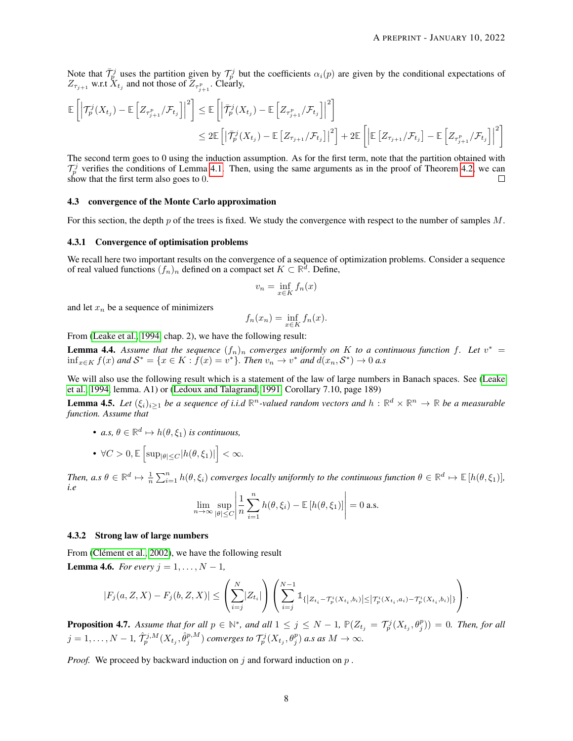Note that $\bar{\mathcal{T}}_p^j$ uses the partition given by $\mathcal{T}_p^j$ but the coefficients $\alpha_i(p)$ are given by the conditional expectations of $Z_{\tau_{j+1}}$ w.r.t $X_{t_j}$ and not those of $Z_{\tau_{j+1}^p}$. Clearly,

$$
\begin{aligned}
\mathbb{E}\left[\left|\mathcal{T}_p^j(X_{t_j}) - \mathbb{E}\left[Z_{\tau_{j+1}^p}/\mathcal{F}_{t_j}\right]\right|^2\right] &\leq \mathbb{E}\left[\left|\bar{\mathcal{T}}_p^j(X_{t_j}) - \mathbb{E}\left[Z_{\tau_{j+1}^p}/\mathcal{F}_{t_j}\right]\right|^2\right] \\
&\leq 2\mathbb{E}\left[\left|\bar{\mathcal{T}}_p^j(X_{t_j}) - \mathbb{E}\left[Z_{\tau_{j+1}}/\mathcal{F}_{t_j}\right]\right|^2\right] + 2\mathbb{E}\left[\left|\mathbb{E}\left[Z_{\tau_{j+1}}/\mathcal{F}_{t_j}\right] - \mathbb{E}\left[Z_{\tau_{j+1}^p}/\mathcal{F}_{t_j}\right]\right|^2\right]
\end{aligned}
$$

The second term goes to 0 using the induction assumption. As for the first term, note that the partition obtained with $\mathcal{T}_p^j$ verifies the conditions of Lemma 4.1. Then, using the same arguments as in the proof of Theorem 4.2, we can show that the first term also goes to 0. □

### 4.3 convergence of the Monte Carlo approximation

For this section, the depth $p$ of the trees is fixed. We study the convergence with respect to the number of samples $M$.

#### 4.3.1 Convergence of optimisation problems

We recall here two important results on the convergence of a sequence of optimization problems. Consider a sequence of real valued functions $(f_n)_n$ defined on a compact set $K \subset \mathbb{R}^d$. Define,

$$
v_n = \inf_{x \in K} f_n(x)
$$

and let $x_n$ be a sequence of minimizers

$$
f_n(x_n) = \inf_{x \in K} f_n(x).
$$

From (Leake et al., 1994, chap. 2), we have the following result:

**Lemma 4.4.** *Assume that the sequence $(f_n)_n$ converges uniformly on $K$ to a continuous function $f$. Let $v^* = \inf_{x \in K} f(x)$ and $\mathcal{S}^* = \{x \in K : f(x) = v^*\}$. Then $v_n \to v^*$ and $d(x_n, \mathcal{S}^*) \to 0$ a.s*

We will also use the following result which is a statement of the law of large numbers in Banach spaces. See (Leake et al., 1994, lemma. A1) or (Ledoux and Talagrand, 1991, Corollary 7.10, page 189)

**Lemma 4.5.** *Let $(\xi_i)_{i \geq 1}$ be a sequence of i.i.d $\mathbb{R}^n$-valued random vectors and $h : \mathbb{R}^d \times \mathbb{R}^n \to \mathbb{R}$ be a measurable function. Assume that*

- *a.s, $\theta \in \mathbb{R}^d \mapsto h(\theta, \xi_1)$ is continuous,*
- *$\forall C > 0, \mathbb{E}\left[\sup_{|\theta| \leq C} |h(\theta, \xi_1)|\right] < \infty$.*

*Then, a.s $\theta \in \mathbb{R}^d \mapsto \frac{1}{n}\sum_{i=1}^n h(\theta, \xi_i)$ converges locally uniformly to the continuous function $\theta \in \mathbb{R}^d \mapsto \mathbb{E}[h(\theta, \xi_1)]$, i.e*

$$
\lim_{n \to \infty} \sup_{|\theta| \leq C} \left| \frac{1}{n}\sum_{i=1}^n h(\theta, \xi_i) - \mathbb{E}[h(\theta, \xi_1)] \right| = 0 \text{ a.s.}
$$

#### 4.3.2 Strong law of large numbers

From (Clément et al., 2002), we have the following result

**Lemma 4.6.** *For every $j = 1, \ldots, N-1$,*

$$
|F_j(a, Z, X) - F_j(b, Z, X)| \leq \left(\sum_{i=j}^{N} |Z_{t_i}|\right)\left(\sum_{i=j}^{N-1} \mathbb{1}_{\{|Z_{t_i} - \mathcal{T}_p^i(X_{t_i}, b_i)| \leq |\mathcal{T}_p^i(X_{t_i}, a_i) - \mathcal{T}_p^i(X_{t_i}, b_i)|\}}\right).
$$

**Proposition 4.7.** *Assume that for all $p \in \mathbb{N}^*$, and all $1 \leq j \leq N-1$, $\mathbb{P}(Z_{t_j} = \mathcal{T}_p^j(X_{t_j}, \theta_j^p)) = 0$. Then, for all $j = 1, \ldots, N-1$, $\hat{\mathcal{T}}_p^{j,M}(X_{t_j}, \hat{\theta}_j^{p,M})$ converges to $\mathcal{T}_p^j(X_{t_j}, \theta_j^p)$ a.s as $M \to \infty$.*

*Proof.* We proceed by backward induction on $j$ and forward induction on $p$ .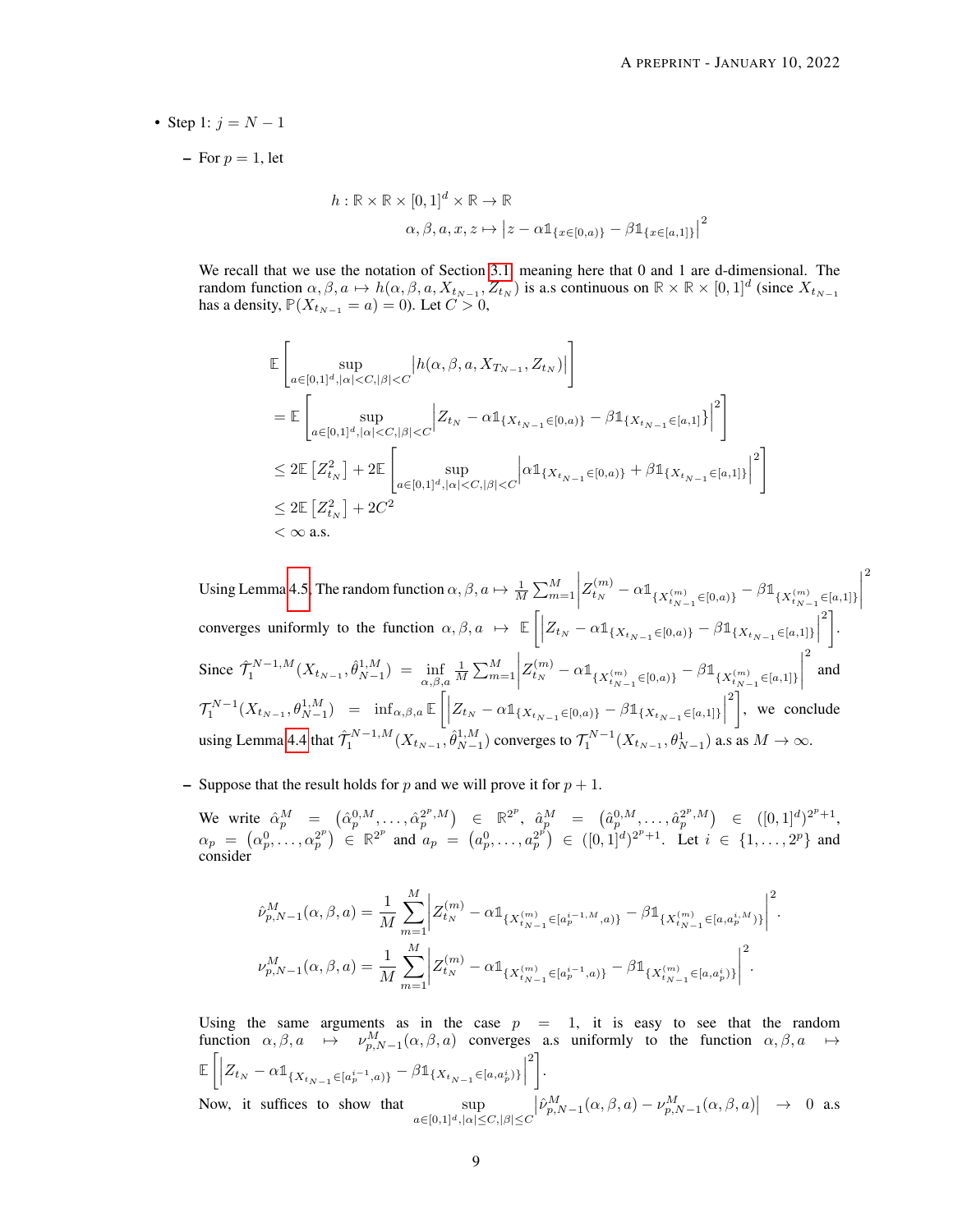- Step 1: $j = N-1$

  - For $p = 1$, let

$$
\begin{aligned}
h : \mathbb{R} \times \mathbb{R} \times [0,1]^d \times \mathbb{R} &\to \mathbb{R} \\
\alpha, \beta, a, x, z &\mapsto \left| z - \alpha \mathbb{1}_{\{x \in [0,a)\}} - \beta \mathbb{1}_{\{x \in [a,1]\}} \right|^2
\end{aligned}
$$

We recall that we use the notation of Section 3.1 meaning here that 0 and 1 are d-dimensional. The random function $\alpha, \beta, a \mapsto h(\alpha, \beta, a, X_{t_{N-1}}, Z_{t_N})$ is a.s continuous on $\mathbb{R} \times \mathbb{R} \times [0,1]^d$ (since $X_{t_{N-1}}$ has a density, $\mathbb{P}(X_{t_{N-1}} = a) = 0$). Let $C > 0$,

$$
\begin{aligned}
&\mathbb{E}\left[ \sup_{a \in [0,1]^d, |\alpha| < C, |\beta| < C} \left| h(\alpha, \beta, a, X_{T_{N-1}}, Z_{t_N}) \right| \right] \\
&= \mathbb{E}\left[ \sup_{a \in [0,1]^d, |\alpha| < C, |\beta| < C} \left| Z_{t_N} - \alpha \mathbb{1}_{\{X_{t_{N-1}} \in [0,a)\}} - \beta \mathbb{1}_{\{X_{t_{N-1}} \in [a,1]\}} \right|^2 \right] \\
&\leq 2\mathbb{E}\left[ Z_{t_N}^2 \right] + 2\mathbb{E}\left[ \sup_{a \in [0,1]^d, |\alpha| < C, |\beta| < C} \left| \alpha \mathbb{1}_{\{X_{t_{N-1}} \in [0,a)\}} + \beta \mathbb{1}_{\{X_{t_{N-1}} \in [a,1]\}} \right|^2 \right] \\
&\leq 2\mathbb{E}\left[ Z_{t_N}^2 \right] + 2C^2 \\
&< \infty \text{ a.s.}
\end{aligned}
$$

Using Lemma 4.5, The random function $\alpha, \beta, a \mapsto \frac{1}{M} \sum_{m=1}^{M} \left| Z_{t_N}^{(m)} - \alpha \mathbb{1}_{\{X_{t_{N-1}}^{(m)} \in [0,a)\}} - \beta \mathbb{1}_{\{X_{t_{N-1}}^{(m)} \in [a,1]\}} \right|^2$ converges uniformly to the function $\alpha, \beta, a \mapsto \mathbb{E}\left[ \left| Z_{t_N} - \alpha \mathbb{1}_{\{X_{t_{N-1}} \in [0,a)\}} - \beta \mathbb{1}_{\{X_{t_{N-1}} \in [a,1]\}} \right|^2 \right]$. Since $\hat{\mathcal{T}}_1^{N-1,M}(X_{t_{N-1}}, \hat{\theta}_{N-1}^{1,M}) = \inf_{\alpha,\beta,a} \frac{1}{M} \sum_{m=1}^{M} \left| Z_{t_N}^{(m)} - \alpha \mathbb{1}_{\{X_{t_{N-1}}^{(m)} \in [0,a)\}} - \beta \mathbb{1}_{\{X_{t_{N-1}}^{(m)} \in [a,1]\}} \right|^2$ and $\mathcal{T}_1^{N-1}(X_{t_{N-1}}, \theta_{N-1}^{1,M}) = \inf_{\alpha,\beta,a} \mathbb{E}\left[ \left| Z_{t_N} - \alpha \mathbb{1}_{\{X_{t_{N-1}} \in [0,a)\}} - \beta \mathbb{1}_{\{X_{t_{N-1}} \in [a,1]\}} \right|^2 \right]$, we conclude using Lemma 4.4 that $\hat{\mathcal{T}}_1^{N-1,M}(X_{t_{N-1}}, \hat{\theta}_{N-1}^{1,M})$ converges to $\mathcal{T}_1^{N-1}(X_{t_{N-1}}, \theta_{N-1}^{1})$ a.s as $M \to \infty$.

  - Suppose that the result holds for $p$ and we will prove it for $p+1$.

We write $\hat{\alpha}_p^M = \left( \hat{\alpha}_p^{0,M}, \ldots, \hat{\alpha}_p^{2^p,M} \right) \in \mathbb{R}^{2^p}$, $\hat{a}_p^M = \left( \hat{a}_p^{0,M}, \ldots, \hat{a}_p^{2^p,M} \right) \in ([0,1]^d)^{2^p+1}$, $\alpha_p = \left( \alpha_p^0, \ldots, \alpha_p^{2^p} \right) \in \mathbb{R}^{2^p}$ and $a_p = \left( a_p^0, \ldots, a_p^{2^p} \right) \in ([0,1]^d)^{2^p+1}$. Let $i \in \{1, \ldots, 2^p\}$ and consider

$$
\hat{\nu}_{p,N-1}^M(\alpha, \beta, a) = \frac{1}{M} \sum_{m=1}^{M} \left| Z_{t_N}^{(m)} - \alpha \mathbb{1}_{\{X_{t_{N-1}}^{(m)} \in [a_p^{i-1,M}, a)\}} - \beta \mathbb{1}_{\{X_{t_{N-1}}^{(m)} \in [a, a_p^{i,M})\}} \right|^2.
$$

$$
\nu_{p,N-1}^M(\alpha, \beta, a) = \frac{1}{M} \sum_{m=1}^{M} \left| Z_{t_N}^{(m)} - \alpha \mathbb{1}_{\{X_{t_{N-1}}^{(m)} \in [a_p^{i-1}, a)\}} - \beta \mathbb{1}_{\{X_{t_{N-1}}^{(m)} \in [a, a_p^{i})\}} \right|^2.
$$

Using the same arguments as in the case $p = 1$, it is easy to see that the random function $\alpha, \beta, a \mapsto \nu_{p,N-1}^M(\alpha, \beta, a)$ converges a.s uniformly to the function $\alpha, \beta, a \mapsto \mathbb{E}\left[ \left| Z_{t_N} - \alpha \mathbb{1}_{\{X_{t_{N-1}} \in [a_p^{i-1}, a)\}} - \beta \mathbb{1}_{\{X_{t_{N-1}} \in [a, a_p^i)\}} \right|^2 \right]$.

Now, it suffices to show that $\sup_{a \in [0,1]^d, |\alpha| \leq C, |\beta| \leq C} \left| \hat{\nu}_{p,N-1}^M(\alpha, \beta, a) - \nu_{p,N-1}^M(\alpha, \beta, a) \right| \to 0$ a.s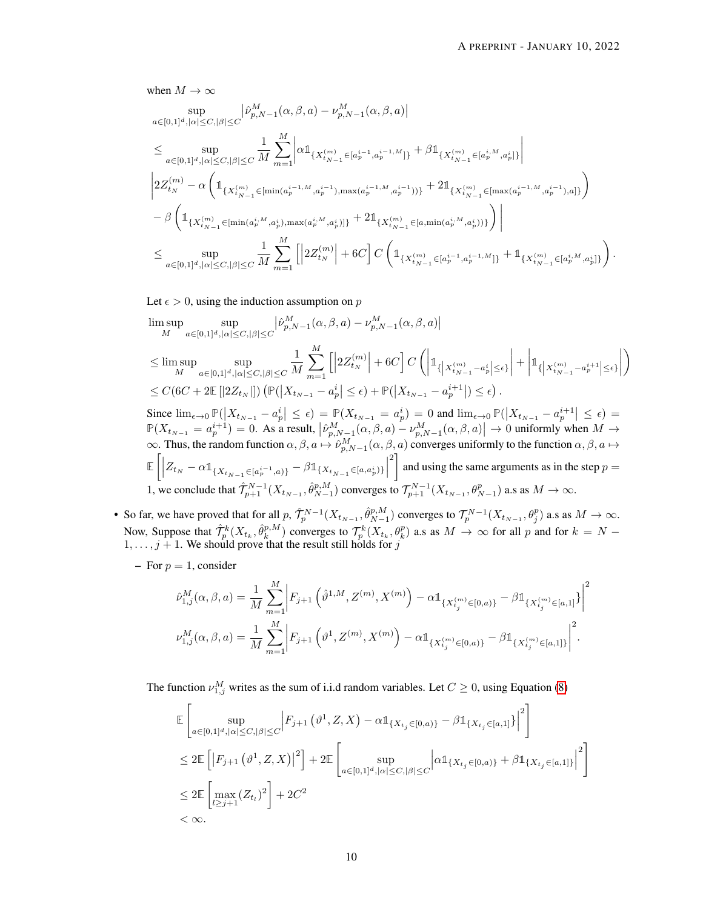when $M \to \infty$

$$
\begin{aligned}
&\sup_{a\in[0,1]^d,|\alpha|\le C,|\beta|\le C}\left|\hat{\nu}^M_{p,N-1}(\alpha,\beta,a)-\nu^M_{p,N-1}(\alpha,\beta,a)\right| \\
&\le \sup_{a\in[0,1]^d,|\alpha|\le C,|\beta|\le C}\frac{1}{M}\sum_{m=1}^{M}\left|\alpha\mathbb{1}_{\{X^{(m)}_{t_{N-1}}\in[a_p^{i-1},a_p^{i-1,M}]\}}+\beta\mathbb{1}_{\{X^{(m)}_{t_{N-1}}\in[a_p^{i,M},a_p^{i}]\}}\right| \\
&\left|2Z^{(m)}_{t_N}-\alpha\left(\mathbb{1}_{\{X^{(m)}_{t_{N-1}}\in[\min(a_p^{i-1,M},a_p^{i-1}),\max(a_p^{i-1,M},a_p^{i-1}))\}}+2\mathbb{1}_{\{X^{(m)}_{t_{N-1}}\in[\max(a_p^{i-1,M},a_p^{i-1}),a]\}}\right)\right. \\
&\left.-\beta\left(\mathbb{1}_{\{X^{(m)}_{t_{N-1}}\in[\min(a_p^{i,M},a_p^{i}),\max(a_p^{i,M},a_p^{i})]\}}+2\mathbb{1}_{\{X^{(m)}_{t_{N-1}}\in[a,\min(a_p^{i,M},a_p^{i}))\}}\right)\right| \\
&\le \sup_{a\in[0,1]^d,|\alpha|\le C,|\beta|\le C}\frac{1}{M}\sum_{m=1}^{M}\left[\left|2Z^{(m)}_{t_N}\right|+6C\right]C\left(\mathbb{1}_{\{X^{(m)}_{t_{N-1}}\in[a_p^{i-1},a_p^{i-1,M}]\}}+\mathbb{1}_{\{X^{(m)}_{t_{N-1}}\in[a_p^{i,M},a_p^{i}]\}}\right).
\end{aligned}
$$

Let $\epsilon>0$, using the induction assumption on $p$

$$
\begin{aligned}
&\limsup_M \sup_{a\in[0,1]^d,|\alpha|\le C,|\beta|\le C}\left|\hat{\nu}^M_{p,N-1}(\alpha,\beta,a)-\nu^M_{p,N-1}(\alpha,\beta,a)\right| \\
&\le \limsup_M \sup_{a\in[0,1]^d,|\alpha|\le C,|\beta|\le C}\frac{1}{M}\sum_{m=1}^{M}\left[\left|2Z^{(m)}_{t_N}\right|+6C\right]C\left(\left|\mathbb{1}_{\{\left|X^{(m)}_{t_{N-1}}-a_p^{i}\right|\le\epsilon\}}\right|+\left|\mathbb{1}_{\{\left|X^{(m)}_{t_{N-1}}-a_p^{i+1}\right|\le\epsilon\}}\right|\right) \\
&\le C(6C+2\mathbb{E}\left[|2Z_{t_N}|\right])\left(\mathbb{P}(\left|X_{t_{N-1}}-a_p^{i}\right|\le\epsilon)+\mathbb{P}(\left|X_{t_{N-1}}-a_p^{i+1}\right|)\le\epsilon\right).
\end{aligned}
$$

Since $\lim_{\epsilon\to 0}\mathbb{P}(\left|X_{t_{N-1}}-a_p^{i}\right|\le\epsilon)=\mathbb{P}(X_{t_{N-1}}=a_p^{i})=0$ and $\lim_{\epsilon\to 0}\mathbb{P}(\left|X_{t_{N-1}}-a_p^{i+1}\right|\le\epsilon)=\mathbb{P}(X_{t_{N-1}}=a_p^{i+1})=0$. As a result, $\left|\hat{\nu}^M_{p,N-1}(\alpha,\beta,a)-\nu^M_{p,N-1}(\alpha,\beta,a)\right|\to 0$ uniformly when $M\to\infty$. Thus, the random function $\alpha,\beta,a\mapsto\hat{\nu}^M_{p,N-1}(\alpha,\beta,a)$ converges uniformly to the function $\alpha,\beta,a\mapsto \mathbb{E}\left[\left|Z_{t_N}-\alpha\mathbb{1}_{\{X_{t_{N-1}}\in[a_p^{i-1},a)\}}-\beta\mathbb{1}_{\{X_{t_{N-1}}\in[a,a_p^{i})\}}\right|^2\right]$ and using the same arguments as in the step $p=1$, we conclude that $\hat{\mathcal{T}}^{N-1}_{p+1}(X_{t_{N-1}},\hat{\theta}^{p,M}_{N-1})$ converges to $\mathcal{T}^{N-1}_{p+1}(X_{t_{N-1}},\theta^{p}_{N-1})$ a.s as $M\to\infty$.

- So far, we have proved that for all $p$, $\hat{\mathcal{T}}^{N-1}_{p}(X_{t_{N-1}},\hat{\theta}^{p,M}_{N-1})$ converges to $\mathcal{T}^{N-1}_{p}(X_{t_{N-1}},\theta^{p}_{j})$ a.s as $M\to\infty$. Now, Suppose that $\hat{\mathcal{T}}^{k}_{p}(X_{t_k},\hat{\theta}^{p,M}_{k})$ converges to $\mathcal{T}^{k}_{p}(X_{t_k},\theta^{p}_{k})$ a.s as $M\to\infty$ for all $p$ and for $k=N-1,\ldots,j+1$. We should prove that the result still holds for $j$
  - For $p=1$, consider

$$
\begin{aligned}
\hat{\nu}^M_{1,j}(\alpha,\beta,a)&=\frac{1}{M}\sum_{m=1}^{M}\left|F_{j+1}\left(\hat{\vartheta}^{1,M},Z^{(m)},X^{(m)}\right)-\alpha\mathbb{1}_{\{X^{(m)}_{t_j}\in[0,a)\}}-\beta\mathbb{1}_{\{X^{(m)}_{t_j}\in[a,1]\}}\right|^2 \\
\nu^M_{1,j}(\alpha,\beta,a)&=\frac{1}{M}\sum_{m=1}^{M}\left|F_{j+1}\left(\vartheta^{1},Z^{(m)},X^{(m)}\right)-\alpha\mathbb{1}_{\{X^{(m)}_{t_j}\in[0,a)\}}-\beta\mathbb{1}_{\{X^{(m)}_{t_j}\in[a,1]\}}\right|^2.
\end{aligned}
$$

The function $\nu^M_{1,j}$ writes as the sum of i.i.d random variables. Let $C\ge 0$, using Equation (8)

$$
\begin{aligned}
&\mathbb{E}\left[\sup_{a\in[0,1]^d,|\alpha|\le C,|\beta|\le C}\left|F_{j+1}\left(\vartheta^{1},Z,X\right)-\alpha\mathbb{1}_{\{X_{t_j}\in[0,a)\}}-\beta\mathbb{1}_{\{X_{t_j}\in[a,1]\}}\right|^2\right] \\
&\le 2\mathbb{E}\left[\left|F_{j+1}\left(\vartheta^{1},Z,X\right)\right|^2\right]+2\mathbb{E}\left[\sup_{a\in[0,1]^d,|\alpha|\le C,|\beta|\le C}\left|\alpha\mathbb{1}_{\{X_{t_j}\in[0,a)\}}+\beta\mathbb{1}_{\{X_{t_j}\in[a,1]\}}\right|^2\right] \\
&\le 2\mathbb{E}\left[\max_{l\ge j+1}(Z_{t_l})^2\right]+2C^2 \\
&<\infty.
\end{aligned}
$$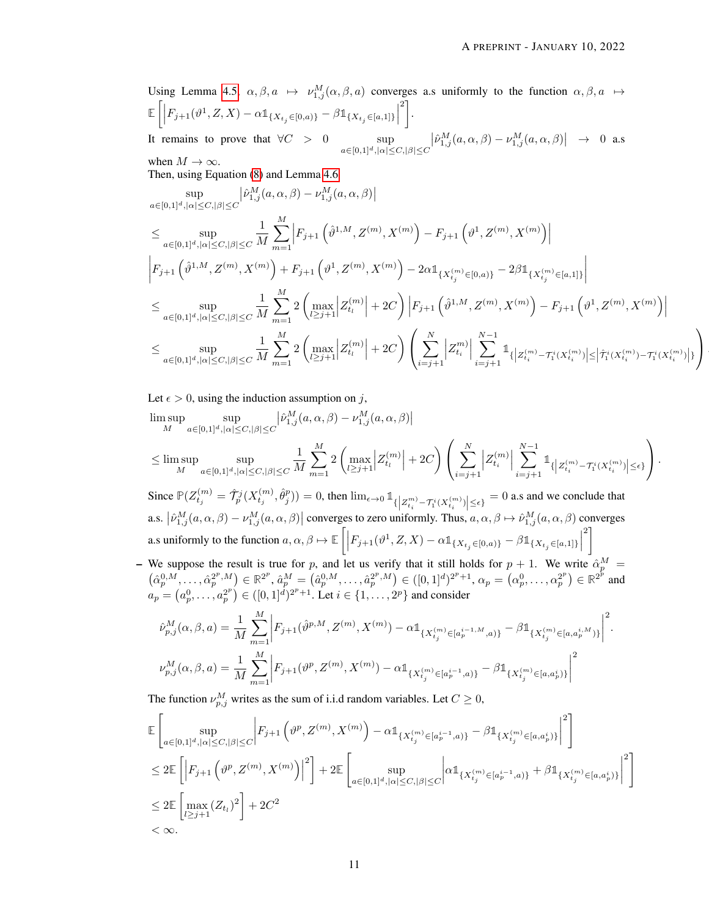Using Lemma 4.5 $\alpha, \beta, a \mapsto \nu_{1,j}^M(\alpha, \beta, a)$ converges a.s uniformly to the function $\alpha, \beta, a \mapsto \mathbb{E}\left[\left|F_{j+1}(\vartheta^1, Z, X) - \alpha \mathbb{1}_{\{X_{t_j} \in [0,a)\}} - \beta \mathbb{1}_{\{X_{t_j} \in [a,1]\}}\right|^2\right]$.

It remains to prove that $\forall C > 0 \quad \sup_{a \in [0,1]^d, |\alpha| \leq C, |\beta| \leq C} \left|\hat{\nu}_{1,j}^M(a, \alpha, \beta) - \nu_{1,j}^M(a, \alpha, \beta)\right| \rightarrow 0$ a.s when $M \rightarrow \infty$.

Then, using Equation (8) and Lemma 4.6

$$
\begin{aligned}
&\sup_{a \in [0,1]^d, |\alpha| \leq C, |\beta| \leq C} \left|\hat{\nu}_{1,j}^M(a, \alpha, \beta) - \nu_{1,j}^M(a, \alpha, \beta)\right| \\
&\leq \sup_{a \in [0,1]^d, |\alpha| \leq C, |\beta| \leq C} \frac{1}{M} \sum_{m=1}^{M} \left|F_{j+1}\left(\hat{\vartheta}^{1,M}, Z^{(m)}, X^{(m)}\right) - F_{j+1}\left(\vartheta^1, Z^{(m)}, X^{(m)}\right)\right| \\
&\left|F_{j+1}\left(\hat{\vartheta}^{1,M}, Z^{(m)}, X^{(m)}\right) + F_{j+1}\left(\vartheta^1, Z^{(m)}, X^{(m)}\right) - 2\alpha \mathbb{1}_{\{X_{t_j}^{(m)} \in [0,a)\}} - 2\beta \mathbb{1}_{\{X_{t_j}^{(m)} \in [a,1]\}}\right| \\
&\leq \sup_{a \in [0,1]^d, |\alpha| \leq C, |\beta| \leq C} \frac{1}{M} \sum_{m=1}^{M} 2\left(\max_{l \geq j+1}\left|Z_{t_l}^{(m)}\right| + 2C\right)\left|F_{j+1}\left(\hat{\vartheta}^{1,M}, Z^{(m)}, X^{(m)}\right) - F_{j+1}\left(\vartheta^1, Z^{(m)}, X^{(m)}\right)\right| \\
&\leq \sup_{a \in [0,1]^d, |\alpha| \leq C, |\beta| \leq C} \frac{1}{M} \sum_{m=1}^{M} 2\left(\max_{l \geq j+1}\left|Z_{t_l}^{(m)}\right| + 2C\right)\left(\sum_{i=j+1}^{N}\left|Z_{t_i}^{m)}\right| \sum_{i=j+1}^{N-1} \mathbb{1}_{\left\{\left|Z_{t_i}^{(m)} - \mathcal{T}_1^i(X_{t_i}^{(m)})\right| \leq \left|\hat{\mathcal{T}}_1^i(X_{t_i}^{(m)}) - \mathcal{T}_1^i(X_{t_i}^{(m)})\right|\right\}}\right).
\end{aligned}
$$

Let $\epsilon > 0$, using the induction assumption on $j$,

$$
\begin{aligned}
&\limsup_{M} \sup_{a \in [0,1]^d, |\alpha| \leq C, |\beta| \leq C} \left|\hat{\nu}_{1,j}^M(a, \alpha, \beta) - \nu_{1,j}^M(a, \alpha, \beta)\right| \\
&\leq \limsup_{M} \sup_{a \in [0,1]^d, |\alpha| \leq C, |\beta| \leq C} \frac{1}{M} \sum_{m=1}^{M} 2\left(\max_{l \geq j+1}\left|Z_{t_l}^{(m)}\right| + 2C\right)\left(\sum_{i=j+1}^{N}\left|Z_{t_i}^{(m)}\right| \sum_{i=j+1}^{N-1} \mathbb{1}_{\left\{\left|Z_{t_i}^{(m)} - \mathcal{T}_1^i(X_{t_i}^{(m)})\right| \leq \epsilon\right\}}\right).
\end{aligned}
$$

Since $\mathbb{P}(Z_{t_j}^{(m)} = \hat{\mathcal{T}}_p^j(X_{t_j}^{(m)}, \hat{\theta}_j^p)) = 0$, then $\lim_{\epsilon \to 0} \mathbb{1}_{\left\{\left|Z_{t_i}^{m)} - \mathcal{T}_1^i(X_{t_i}^{(m)})\right| \leq \epsilon\right\}} = 0$ a.s and we conclude that a.s. $\left|\hat{\nu}_{1,j}^M(a, \alpha, \beta) - \nu_{1,j}^M(a, \alpha, \beta)\right|$ converges to zero uniformly. Thus, $a, \alpha, \beta \mapsto \hat{\nu}_{1,j}^M(a, \alpha, \beta)$ converges a.s uniformly to the function $a, \alpha, \beta \mapsto \mathbb{E}\left[\left|F_{j+1}(\vartheta^1, Z, X) - \alpha \mathbb{1}_{\{X_{t_j} \in [0,a)\}} - \beta \mathbb{1}_{\{X_{t_j} \in [a,1]\}}\right|^2\right]$

– We suppose the result is true for $p$, and let us verify that it still holds for $p+1$. We write $\hat{\alpha}_p^M = \left(\hat{\alpha}_p^{0,M}, \ldots, \hat{\alpha}_p^{2^p,M}\right) \in \mathbb{R}^{2^p}$, $\hat{a}_p^M = \left(\hat{a}_p^{0,M}, \ldots, \hat{a}_p^{2^p,M}\right) \in ([0,1]^d)^{2^p+1}$, $\alpha_p = \left(\alpha_p^0, \ldots, \alpha_p^{2^p}\right) \in \mathbb{R}^{2^p}$ and $a_p = \left(a_p^0, \ldots, a_p^{2^p}\right) \in ([0,1]^d)^{2^p+1}$. Let $i \in \{1, \ldots, 2^p\}$ and consider

$$
\hat{\nu}_{p,j}^M(\alpha, \beta, a) = \frac{1}{M} \sum_{m=1}^{M} \left|F_{j+1}(\hat{\vartheta}^{p,M}, Z^{(m)}, X^{(m)}) - \alpha \mathbb{1}_{\{X_{t_j}^{(m)} \in [a_p^{i-1,M}, a)\}} - \beta \mathbb{1}_{\{X_{t_j}^{(m)} \in [a, a_p^{i,M})\}}\right|^2.
$$

$$
\nu_{p,j}^M(\alpha, \beta, a) = \frac{1}{M} \sum_{m=1}^{M} \left|F_{j+1}(\vartheta^p, Z^{(m)}, X^{(m)}) - \alpha \mathbb{1}_{\{X_{t_j}^{(m)} \in [a_p^{i-1}, a)\}} - \beta \mathbb{1}_{\{X_{t_j}^{(m)} \in [a, a_p^i)\}}\right|^2
$$

The function $\nu_{p,j}^M$ writes as the sum of i.i.d random variables. Let $C \geq 0$,

$$
\begin{aligned}
&\mathbb{E}\left[\sup_{a \in [0,1]^d, |\alpha| \leq C, |\beta| \leq C} \left|F_{j+1}\left(\vartheta^p, Z^{(m)}, X^{(m)}\right) - \alpha \mathbb{1}_{\{X_{t_j}^{(m)} \in [a_p^{i-1}, a)\}} - \beta \mathbb{1}_{\{X_{t_j}^{(m)} \in [a, a_p^i)\}}\right|^2\right] \\
&\leq 2\mathbb{E}\left[\left|F_{j+1}\left(\vartheta^p, Z^{(m)}, X^{(m)}\right)\right|^2\right] + 2\mathbb{E}\left[\sup_{a \in [0,1]^d, |\alpha| \leq C, |\beta| \leq C} \left|\alpha \mathbb{1}_{\{X_{t_j}^{(m)} \in [a_p^{i-1}, a)\}} + \beta \mathbb{1}_{\{X_{t_j}^{(m)} \in [a, a_p^i)\}}\right|^2\right] \\
&\leq 2\mathbb{E}\left[\max_{l \geq j+1}(Z_{t_l})^2\right] + 2C^2 \\
&< \infty.
\end{aligned}
$$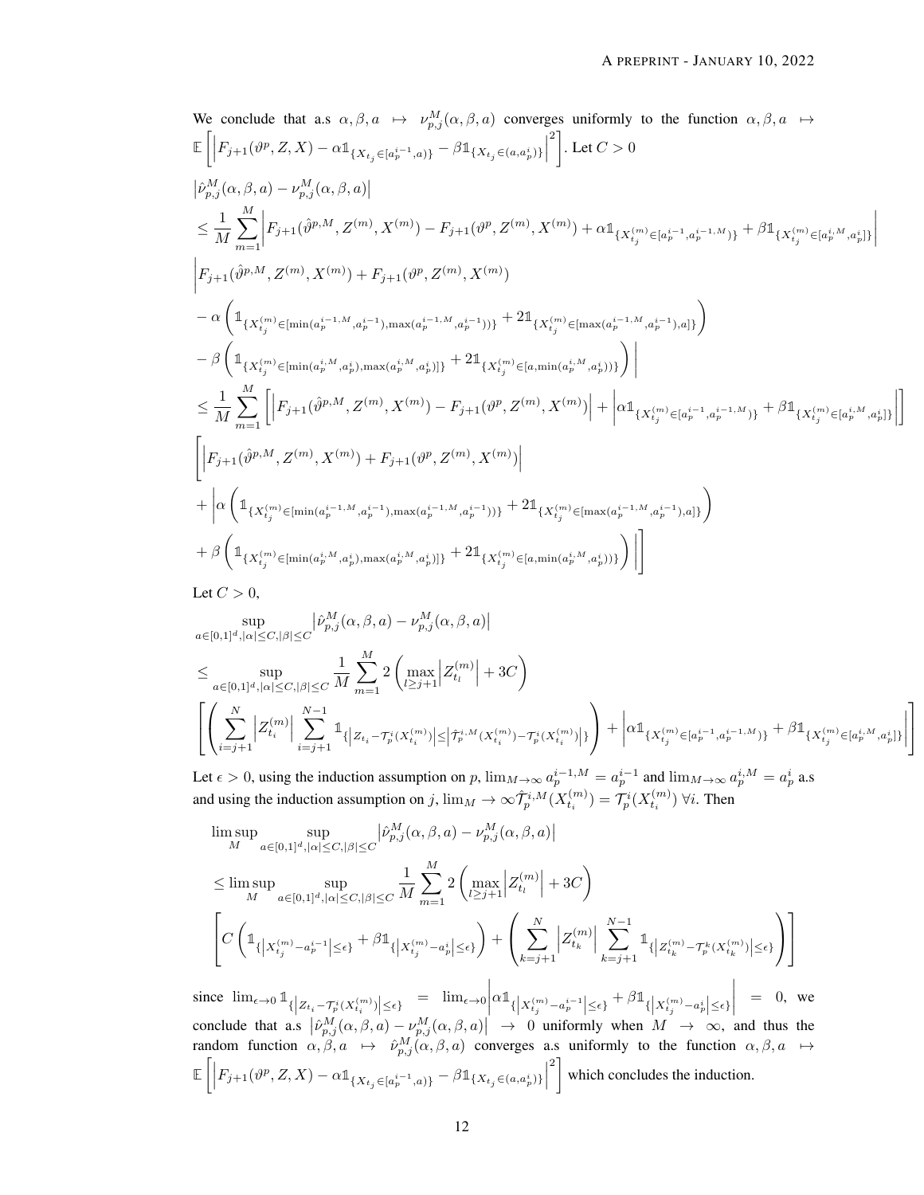We conclude that a.s $\alpha, \beta, a \mapsto \nu^M_{p,j}(\alpha, \beta, a)$ converges uniformly to the function $\alpha, \beta, a \mapsto \mathbb{E}\left[\left|F_{j+1}(\vartheta^p, Z, X) - \alpha \mathbb{1}_{\{X_{t_j} \in [a_p^{i-1}, a)\}} - \beta \mathbb{1}_{\{X_{t_j} \in (a, a_p^i)\}}\right|^2\right]$. Let $C > 0$

$$
\begin{aligned}
&\left|\hat{\nu}^M_{p,j}(\alpha, \beta, a) - \nu^M_{p,j}(\alpha, \beta, a)\right| \\
&\leq \frac{1}{M} \sum_{m=1}^M \left| F_{j+1}(\hat{\vartheta}^{p,M}, Z^{(m)}, X^{(m)}) - F_{j+1}(\vartheta^p, Z^{(m)}, X^{(m)}) + \alpha \mathbb{1}_{\{X^{(m)}_{t_j} \in [a_p^{i-1}, a_p^{i-1,M})\}} + \beta \mathbb{1}_{\{X^{(m)}_{t_j} \in [a_p^{i,M}, a_p^i]\}} \right| \\
&\Bigg| F_{j+1}(\hat{\vartheta}^{p,M}, Z^{(m)}, X^{(m)}) + F_{j+1}(\vartheta^p, Z^{(m)}, X^{(m)}) \\
&- \alpha \left( \mathbb{1}_{\{X^{(m)}_{t_j} \in [\min(a_p^{i-1,M}, a_p^{i-1}), \max(a_p^{i-1,M}, a_p^{i-1}))\}} + 2\mathbb{1}_{\{X^{(m)}_{t_j} \in [\max(a_p^{i-1,M}, a_p^{i-1}), a]\}} \right) \\
&- \beta \left( \mathbb{1}_{\{X^{(m)}_{t_j} \in [\min(a_p^{i,M}, a_p^i), \max(a_p^{i,M}, a_p^i)]\}} + 2\mathbb{1}_{\{X^{(m)}_{t_j} \in [a, \min(a_p^{i,M}, a_p^i))\}} \right) \Bigg| \\
&\leq \frac{1}{M} \sum_{m=1}^M \left[ \left| F_{j+1}(\hat{\vartheta}^{p,M}, Z^{(m)}, X^{(m)}) - F_{j+1}(\vartheta^p, Z^{(m)}, X^{(m)}) \right| + \left| \alpha \mathbb{1}_{\{X^{(m)}_{t_j} \in [a_p^{i-1}, a_p^{i-1,M})\}} + \beta \mathbb{1}_{\{X^{(m)}_{t_j} \in [a_p^{i,M}, a_p^i]\}} \right| \right] \\
&\Bigg[ \left| F_{j+1}(\hat{\vartheta}^{p,M}, Z^{(m)}, X^{(m)}) + F_{j+1}(\vartheta^p, Z^{(m)}, X^{(m)}) \right| \\
&+ \Bigg| \alpha \left( \mathbb{1}_{\{X^{(m)}_{t_j} \in [\min(a_p^{i-1,M}, a_p^{i-1}), \max(a_p^{i-1,M}, a_p^{i-1}))\}} + 2\mathbb{1}_{\{X^{(m)}_{t_j} \in [\max(a_p^{i-1,M}, a_p^{i-1}), a]\}} \right) \\
&+ \beta \left( \mathbb{1}_{\{X^{(m)}_{t_j} \in [\min(a_p^{i,M}, a_p^i), \max(a_p^{i,M}, a_p^i)]\}} + 2\mathbb{1}_{\{X^{(m)}_{t_j} \in [a, \min(a_p^{i,M}, a_p^i))\}} \right) \Bigg| \Bigg]
\end{aligned}
$$

Let $C > 0$,

$$
\begin{aligned}
&\sup_{a \in [0,1]^d, |\alpha| \leq C, |\beta| \leq C} \left|\hat{\nu}^M_{p,j}(\alpha, \beta, a) - \nu^M_{p,j}(\alpha, \beta, a)\right| \\
&\leq \sup_{a \in [0,1]^d, |\alpha| \leq C, |\beta| \leq C} \frac{1}{M} \sum_{m=1}^M 2 \left( \max_{l \geq j+1} \left| Z^{(m)}_{t_l} \right| + 3C \right) \\
&\left[ \left( \sum_{i=j+1}^N \left| Z^{(m)}_{t_i} \right| \sum_{i=j+1}^{N-1} \mathbb{1}_{\left\{ \left| Z_{t_i} - \mathcal{T}_p^i(X^{(m)}_{t_i}) \right| \leq \left| \hat{\mathcal{T}}_p^{i,M}(X^{(m)}_{t_i}) - \mathcal{T}_p^i(X^{(m)}_{t_i}) \right| \right\}} \right) + \left| \alpha \mathbb{1}_{\{X^{(m)}_{t_j} \in [a_p^{i-1}, a_p^{i-1,M})\}} + \beta \mathbb{1}_{\{X^{(m)}_{t_j} \in [a_p^{i,M}, a_p^i]\}} \right| \right]
\end{aligned}
$$

Let $\epsilon > 0$, using the induction assumption on $p$, $\lim_{M \to \infty} a_p^{i-1,M} = a_p^{i-1}$ and $\lim_{M \to \infty} a_p^{i,M} = a_p^i$ a.s and using the induction assumption on $j$, $\lim_M \to \infty \hat{\mathcal{T}}_p^{i,M}(X^{(m)}_{t_i}) = \mathcal{T}_p^i(X^{(m)}_{t_i}) \; \forall i$. Then

$$
\begin{aligned}
&\limsup_M \sup_{a \in [0,1]^d, |\alpha| \leq C, |\beta| \leq C} \left|\hat{\nu}^M_{p,j}(\alpha, \beta, a) - \nu^M_{p,j}(\alpha, \beta, a)\right| \\
&\leq \limsup_M \sup_{a \in [0,1]^d, |\alpha| \leq C, |\beta| \leq C} \frac{1}{M} \sum_{m=1}^M 2 \left( \max_{l \geq j+1} \left| Z^{(m)}_{t_l} \right| + 3C \right) \\
&\left[ C \left( \mathbb{1}_{\left\{ \left| X^{(m)}_{t_j} - a_p^{i-1} \right| \leq \epsilon \right\}} + \beta \mathbb{1}_{\left\{ \left| X^{(m)}_{t_j} - a_p^i \right| \leq \epsilon \right\}} \right) + \left( \sum_{k=j+1}^N \left| Z^{(m)}_{t_k} \right| \sum_{k=j+1}^{N-1} \mathbb{1}_{\left\{ \left| Z^{(m)}_{t_k} - \mathcal{T}_p^k(X^{(m)}_{t_k}) \right| \leq \epsilon \right\}} \right) \right]
\end{aligned}
$$

since $\lim_{\epsilon \to 0} \mathbb{1}_{\left\{ \left| Z_{t_i} - \mathcal{T}_p^i(X^{(m)}_{t_i}) \right| \leq \epsilon \right\}} = \lim_{\epsilon \to 0} \left| \alpha \mathbb{1}_{\left\{ \left| X^{(m)}_{t_j} - a_p^{i-1} \right| \leq \epsilon \right\}} + \beta \mathbb{1}_{\left\{ \left| X^{(m)}_{t_j} - a_p^i \right| \leq \epsilon \right\}} \right| = 0$, we conclude that a.s $\left|\hat{\nu}^M_{p,j}(\alpha, \beta, a) - \nu^M_{p,j}(\alpha, \beta, a)\right| \to 0$ uniformly when $M \to \infty$, and thus the random function $\alpha, \beta, a \mapsto \hat{\nu}^M_{p,j}(\alpha, \beta, a)$ converges a.s uniformly to the function $\alpha, \beta, a \mapsto \mathbb{E}\left[\left|F_{j+1}(\vartheta^p, Z, X) - \alpha \mathbb{1}_{\{X_{t_j} \in [a_p^{i-1}, a)\}} - \beta \mathbb{1}_{\{X_{t_j} \in (a, a_p^i)\}}\right|^2\right]$ which concludes the induction.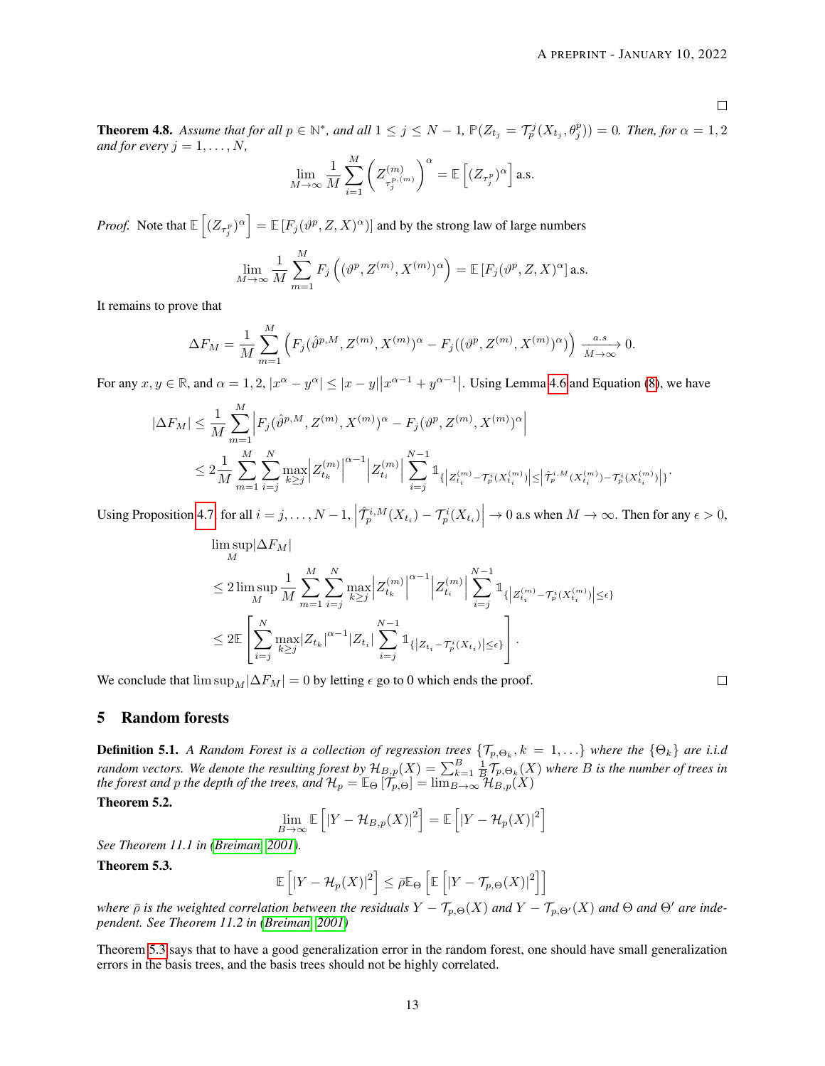□

**Theorem 4.8.** *Assume that for all $p \in \mathbb{N}^*$, and all $1 \le j \le N-1$, $\mathbb{P}(Z_{t_j} = \mathcal{T}_p^j(X_{t_j}, \theta_j^p)) = 0$. Then, for $\alpha = 1, 2$ and for every $j = 1, \ldots, N$,*

$$\lim_{M\to\infty} \frac{1}{M} \sum_{i=1}^{M} \left( Z^{(m)}_{\tau_j^{p,(m)}} \right)^{\alpha} = \mathbb{E}\left[ (Z_{\tau_j^p})^{\alpha} \right] \text{ a.s.}$$

*Proof.* Note that $\mathbb{E}\left[(Z_{\tau_j^p})^\alpha\right] = \mathbb{E}\left[F_j(\vartheta^p, Z, X)^\alpha\right]$ and by the strong law of large numbers

$$\lim_{M\to\infty} \frac{1}{M} \sum_{m=1}^{M} F_j\left( (\vartheta^p, Z^{(m)}, X^{(m)})^\alpha \right) = \mathbb{E}\left[F_j(\vartheta^p, Z, X)^\alpha\right] \text{ a.s.}$$

It remains to prove that

$$\Delta F_M = \frac{1}{M} \sum_{m=1}^{M} \left( F_j(\hat{\vartheta}^{p,M}, Z^{(m)}, X^{(m)})^\alpha - F_j((\vartheta^p, Z^{(m)}, X^{(m)})^\alpha) \right) \xrightarrow[M\to\infty]{a.s} 0.$$

For any $x, y \in \mathbb{R}$, and $\alpha = 1, 2$, $|x^\alpha - y^\alpha| \le |x - y| \left| x^{\alpha-1} + y^{\alpha-1} \right|$. Using Lemma 4.6 and Equation (8), we have

$$\begin{aligned}
|\Delta F_M| &\le \frac{1}{M} \sum_{m=1}^{M} \left| F_j(\hat{\vartheta}^{p,M}, Z^{(m)}, X^{(m)})^\alpha - F_j(\vartheta^p, Z^{(m)}, X^{(m)})^\alpha \right| \\
&\le 2 \frac{1}{M} \sum_{m=1}^{M} \sum_{i=j}^{N} \max_{k\ge j} \left| Z^{(m)}_{t_k} \right|^{\alpha-1} \left| Z^{(m)}_{t_i} \right| \sum_{i=j}^{N-1} \mathbb{1}_{\left\{ \left| Z^{(m)}_{t_i} - \mathcal{T}_p^i(X^{(m)}_{t_i}) \right| \le \left| \hat{\mathcal{T}}_p^{i,M}(X^{(m)}_{t_i}) - \mathcal{T}_p^i(X^{(m)}_{t_i}) \right| \right\}}.
\end{aligned}$$

Using Proposition 4.7, for all $i = j, \ldots, N-1$, $\left| \hat{\mathcal{T}}_p^{i,M}(X_{t_i}) - \mathcal{T}_p^i(X_{t_i}) \right| \to 0$ a.s when $M \to \infty$. Then for any $\epsilon > 0$,

$$\begin{aligned}
&\limsup_M |\Delta F_M| \\
&\le 2 \limsup_M \frac{1}{M} \sum_{m=1}^{M} \sum_{i=j}^{N} \max_{k\ge j} \left| Z^{(m)}_{t_k} \right|^{\alpha-1} \left| Z^{(m)}_{t_i} \right| \sum_{i=j}^{N-1} \mathbb{1}_{\left\{ \left| Z^{(m)}_{t_i} - \mathcal{T}_p^i(X^{(m)}_{t_i}) \right| \le \epsilon \right\}} \\
&\le 2 \mathbb{E}\left[ \sum_{i=j}^{N} \max_{k\ge j} |Z_{t_k}|^{\alpha-1} |Z_{t_i}| \sum_{i=j}^{N-1} \mathbb{1}_{\left\{ \left| Z_{t_i} - \mathcal{T}_p^i(X_{t_i}) \right| \le \epsilon \right\}} \right].
\end{aligned}$$

We conclude that $\limsup_M |\Delta F_M| = 0$ by letting $\epsilon$ go to 0 which ends the proof. □

# 5 Random forests

**Definition 5.1.** *A Random Forest is a collection of regression trees $\{\mathcal{T}_{p,\Theta_k}, k = 1, \ldots\}$ where the $\{\Theta_k\}$ are i.i.d random vectors. We denote the resulting forest by $\mathcal{H}_{B,p}(X) = \sum_{k=1}^{B} \frac{1}{B} \mathcal{T}_{p,\Theta_k}(X)$ where $B$ is the number of trees in the forest and $p$ the depth of the trees, and $\mathcal{H}_p = \mathbb{E}_\Theta\left[\mathcal{T}_{p,\Theta}\right] = \lim_{B\to\infty} \mathcal{H}_{B,p}(X)$*

**Theorem 5.2.**

$$\lim_{B\to\infty} \mathbb{E}\left[ |Y - \mathcal{H}_{B,p}(X)|^2 \right] = \mathbb{E}\left[ |Y - \mathcal{H}_p(X)|^2 \right]$$

*See Theorem 11.1 in (Breiman, 2001).*

**Theorem 5.3.**

$$\mathbb{E}\left[ |Y - \mathcal{H}_p(X)|^2 \right] \le \bar{\rho} \mathbb{E}_\Theta\left[ \mathbb{E}\left[ |Y - \mathcal{T}_{p,\Theta}(X)|^2 \right] \right]$$

*where $\bar{\rho}$ is the weighted correlation between the residuals $Y - \mathcal{T}_{p,\Theta}(X)$ and $Y - \mathcal{T}_{p,\Theta'}(X)$ and $\Theta$ and $\Theta'$ are independent. See Theorem 11.2 in (Breiman, 2001)*

Theorem 5.3 says that to have a good generalization error in the random forest, one should have small generalization errors in the basis trees, and the basis trees should not be highly correlated.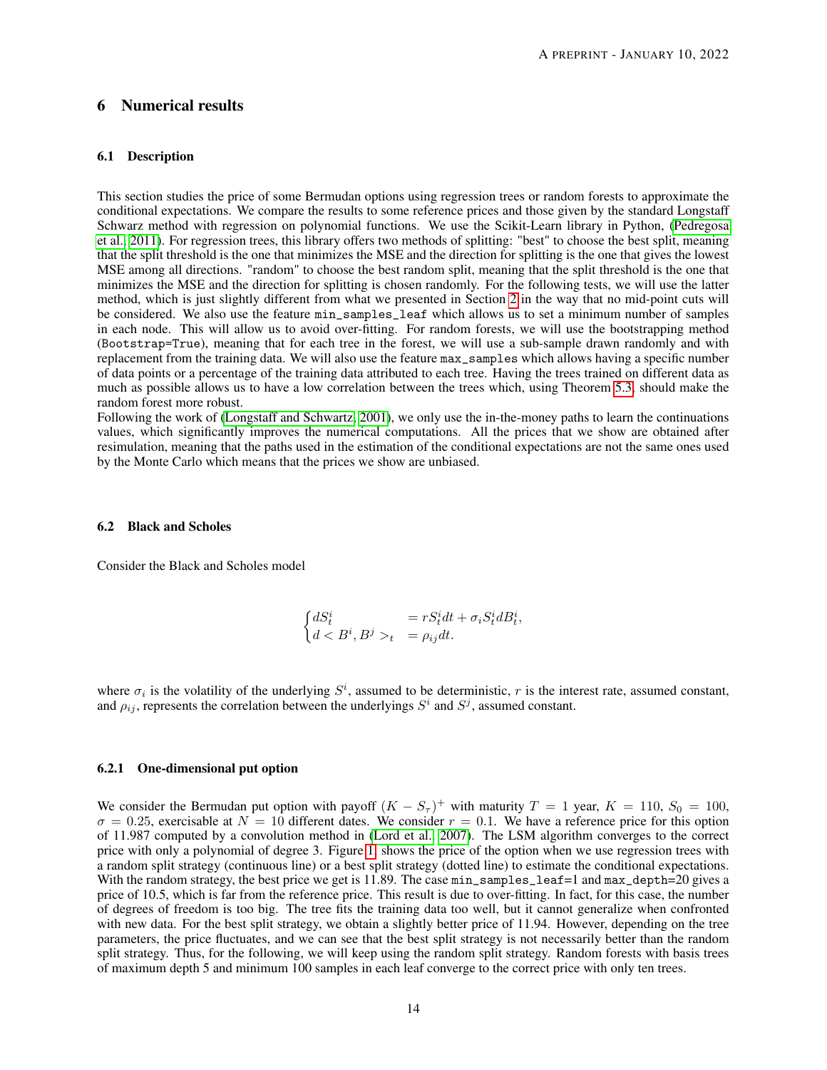## 6 Numerical results

### 6.1 Description

This section studies the price of some Bermudan options using regression trees or random forests to approximate the conditional expectations. We compare the results to some reference prices and those given by the standard Longstaff Schwarz method with regression on polynomial functions. We use the Scikit-Learn library in Python, (Pedregosa et al., 2011). For regression trees, this library offers two methods of splitting: "best" to choose the best split, meaning that the split threshold is the one that minimizes the MSE and the direction for splitting is the one that gives the lowest MSE among all directions. "random" to choose the best random split, meaning that the split threshold is the one that minimizes the MSE and the direction for splitting is chosen randomly. For the following tests, we will use the latter method, which is just slightly different from what we presented in Section 2 in the way that no mid-point cuts will be considered. We also use the feature `min_samples_leaf` which allows us to set a minimum number of samples in each node. This will allow us to avoid over-fitting. For random forests, we will use the bootstrapping method (`Bootstrap=True`), meaning that for each tree in the forest, we will use a sub-sample drawn randomly and with replacement from the training data. We will also use the feature `max_samples` which allows having a specific number of data points or a percentage of the training data attributed to each tree. Having the trees trained on different data as much as possible allows us to have a low correlation between the trees which, using Theorem 5.3, should make the random forest more robust.

Following the work of (Longstaff and Schwartz, 2001), we only use the in-the-money paths to learn the continuations values, which significantly improves the numerical computations. All the prices that we show are obtained after resimulation, meaning that the paths used in the estimation of the conditional expectations are not the same ones used by the Monte Carlo which means that the prices we show are unbiased.

### 6.2 Black and Scholes

Consider the Black and Scholes model

$$
\begin{cases}
dS_t^i & = rS_t^i dt + \sigma_i S_t^i dB_t^i, \\
d < B^i, B^j >_t & = \rho_{ij} dt.
\end{cases}
$$

where $\sigma_i$ is the volatility of the underlying $S^i$, assumed to be deterministic, $r$ is the interest rate, assumed constant, and $\rho_{ij}$, represents the correlation between the underlyings $S^i$ and $S^j$, assumed constant.

#### 6.2.1 One-dimensional put option

We consider the Bermudan put option with payoff $(K - S_\tau)^+$ with maturity $T = 1$ year, $K = 110$, $S_0 = 100$, $\sigma = 0.25$, exercisable at $N = 10$ different dates. We consider $r = 0.1$. We have a reference price for this option of 11.987 computed by a convolution method in (Lord et al., 2007). The LSM algorithm converges to the correct price with only a polynomial of degree 3. Figure 1 shows the price of the option when we use regression trees with a random split strategy (continuous line) or a best split strategy (dotted line) to estimate the conditional expectations. With the random strategy, the best price we get is 11.89. The case `min_samples_leaf`=1 and `max_depth`=20 gives a price of 10.5, which is far from the reference price. This result is due to over-fitting. In fact, for this case, the number of degrees of freedom is too big. The tree fits the training data too well, but it cannot generalize when confronted with new data. For the best split strategy, we obtain a slightly better price of 11.94. However, depending on the tree parameters, the price fluctuates, and we can see that the best split strategy is not necessarily better than the random split strategy. Thus, for the following, we will keep using the random split strategy. Random forests with basis trees of maximum depth 5 and minimum 100 samples in each leaf converge to the correct price with only ten trees.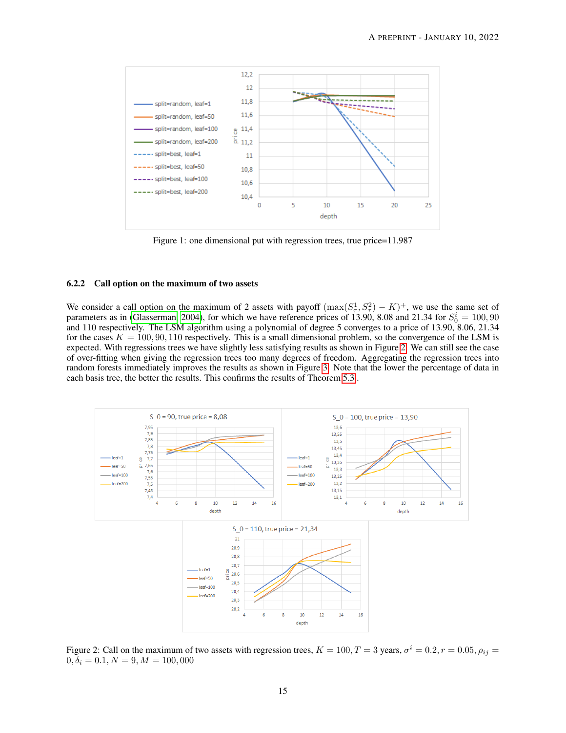Figure 1: one dimensional put with regression trees, true price=11.987

#### 6.2.2 Call option on the maximum of two assets

We consider a call option on the maximum of 2 assets with payoff $(\max(S^1_\tau, S^2_\tau) - K)^+$, we use the same set of parameters as in (Glasserman, 2004), for which we have reference prices of 13.90, 8.08 and 21.34 for $S^i_0 = 100, 90$ and 110 respectively. The LSM algorithm using a polynomial of degree 5 converges to a price of 13.90, 8.06, 21.34 for the cases $K = 100, 90, 110$ respectively. This is a small dimensional problem, so the convergence of the LSM is expected. With regressions trees we have slightly less satisfying results as shown in Figure 2. We can still see the case of over-fitting when giving the regression trees too many degrees of freedom. Aggregating the regression trees into random forests immediately improves the results as shown in Figure 3. Note that the lower the percentage of data in each basis tree, the better the results. This confirms the results of Theorem 5.3.

Figure 2: Call on the maximum of two assets with regression trees, $K = 100, T = 3$ years, $\sigma^i = 0.2, r = 0.05, \rho_{ij} = 0, \delta_i = 0.1, N = 9, M = 100,000$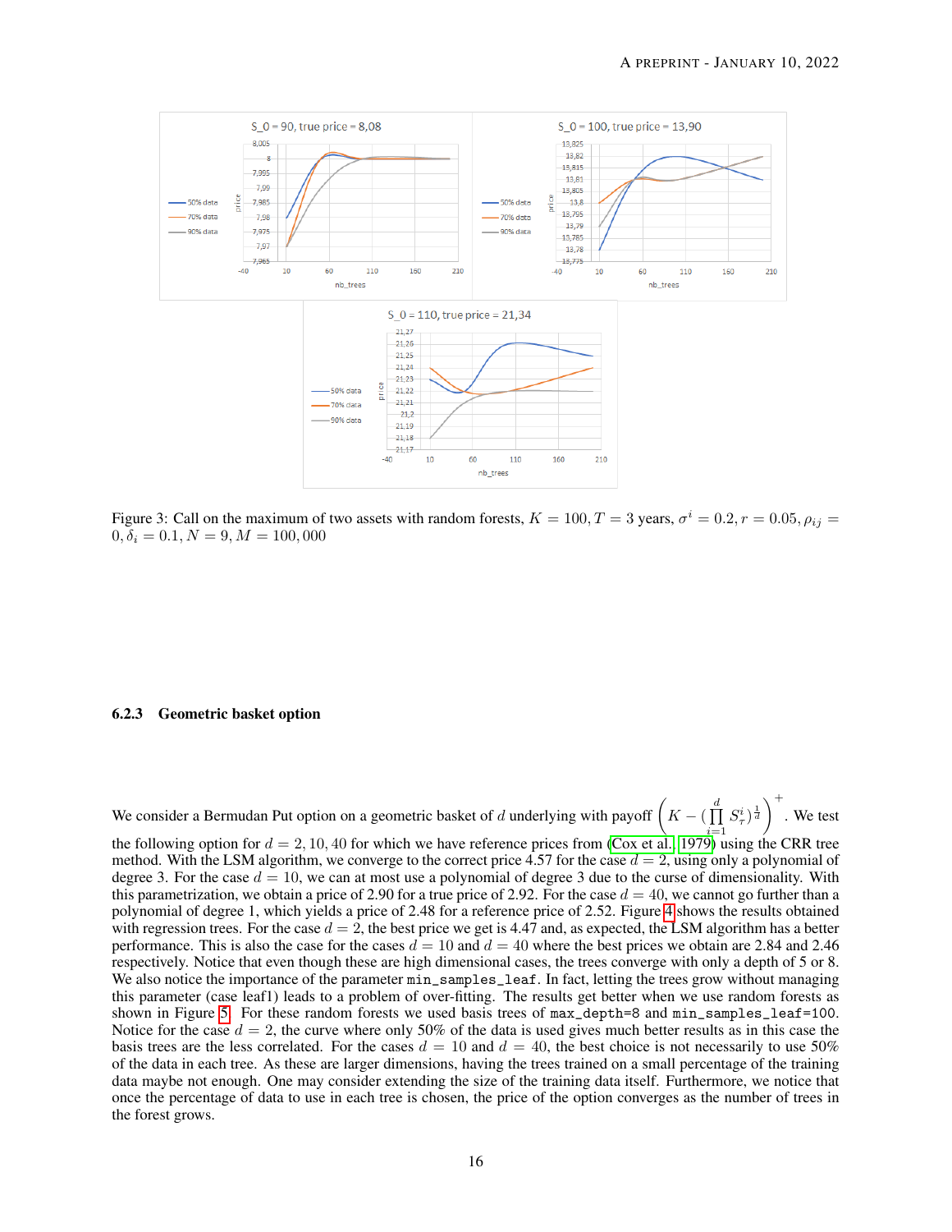Figure 3: Call on the maximum of two assets with random forests, $K = 100, T = 3$ years, $\sigma^i = 0.2, r = 0.05, \rho_{ij} = 0, \delta_i = 0.1, N = 9, M = 100,000$

### 6.2.3 Geometric basket option

We consider a Bermudan Put option on a geometric basket of $d$ underlying with payoff $\left(K - (\prod_{i=1}^{d} S_\tau^i)^{\frac{1}{d}}\right)^+$. We test the following option for $d = 2, 10, 40$ for which we have reference prices from (Cox et al., 1979) using the CRR tree method. With the LSM algorithm, we converge to the correct price 4.57 for the case $d = 2$, using only a polynomial of degree 3. For the case $d = 10$, we can at most use a polynomial of degree 3 due to the curse of dimensionality. With this parametrization, we obtain a price of 2.90 for a true price of 2.92. For the case $d = 40$, we cannot go further than a polynomial of degree 1, which yields a price of 2.48 for a reference price of 2.52. Figure 4 shows the results obtained with regression trees. For the case $d = 2$, the best price we get is 4.47 and, as expected, the LSM algorithm has a better performance. This is also the case for the cases $d = 10$ and $d = 40$ where the best prices we obtain are 2.84 and 2.46 respectively. Notice that even though these are high dimensional cases, the trees converge with only a depth of 5 or 8. We also notice the importance of the parameter `min_samples_leaf`. In fact, letting the trees grow without managing this parameter (case leaf1) leads to a problem of over-fitting. The results get better when we use random forests as shown in Figure 5. For these random forests we used basis trees of `max_depth=8` and `min_samples_leaf=100`. Notice for the case $d = 2$, the curve where only 50% of the data is used gives much better results as in this case the basis trees are the less correlated. For the cases $d = 10$ and $d = 40$, the best choice is not necessarily to use 50% of the data in each tree. As these are larger dimensions, having the trees trained on a small percentage of the training data maybe not enough. One may consider extending the size of the training data itself. Furthermore, we notice that once the percentage of data to use in each tree is chosen, the price of the option converges as the number of trees in the forest grows.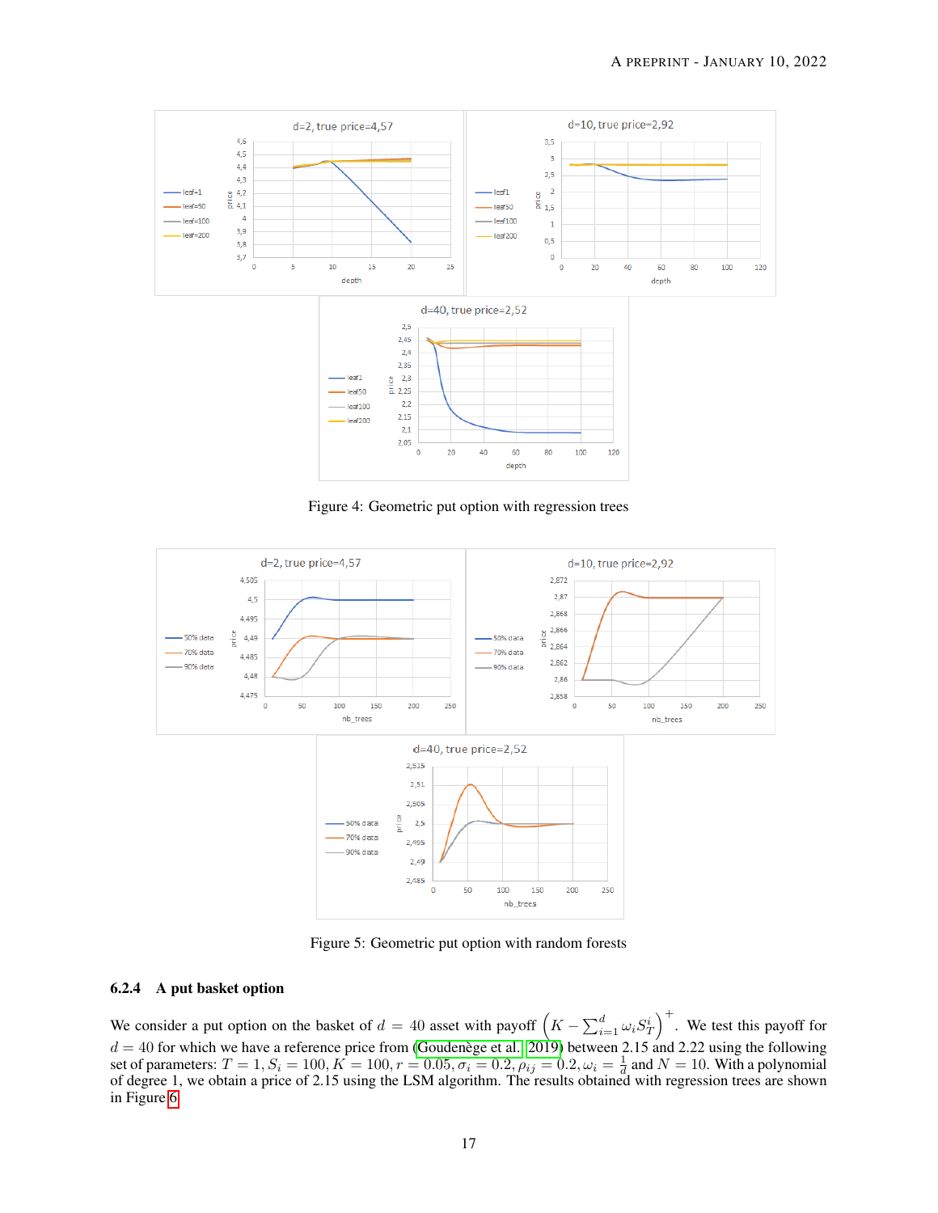Figure 4: Geometric put option with regression trees

Figure 5: Geometric put option with random forests

#### 6.2.4 A put basket option

We consider a put option on the basket of $d = 40$ asset with payoff $\left(K - \sum_{i=1}^{d} \omega_i S_T^i\right)^+$. We test this payoff for $d = 40$ for which we have a reference price from (Goudenège et al. 2019) between 2.15 and 2.22 using the following set of parameters: $T = 1, S_i = 100, K = 100, r = 0.05, \sigma_i = 0.2, \rho_{ij} = 0.2, \omega_i = \frac{1}{d}$ and $N = 10$. With a polynomial of degree 1, we obtain a price of 2.15 using the LSM algorithm. The results obtained with regression trees are shown in Figure 6.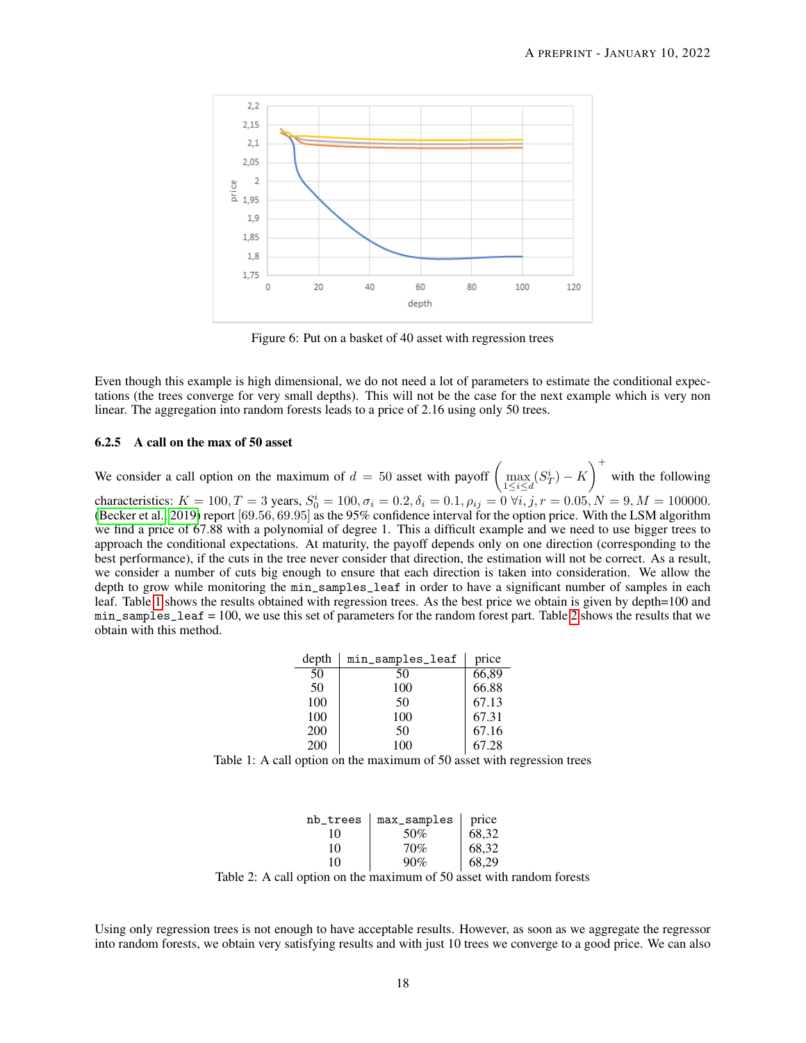Figure 6: Put on a basket of 40 asset with regression trees

Even though this example is high dimensional, we do not need a lot of parameters to estimate the conditional expectations (the trees converge for very small depths). This will not be the case for the next example which is very non linear. The aggregation into random forests leads to a price of 2.16 using only 50 trees.

#### 6.2.5 A call on the max of 50 asset

We consider a call option on the maximum of $d = 50$ asset with payoff $\left(\max_{1\leq i\leq d}(S_T^i) - K\right)^+$ with the following characteristics: $K = 100, T = 3$ years, $S_0^i = 100, \sigma_i = 0.2, \delta_i = 0.1, \rho_{ij} = 0\ \forall i, j, r = 0.05, N = 9, M = 100000$. (Becker et al., 2019) report $[69.56, 69.95]$ as the 95% confidence interval for the option price. With the LSM algorithm we find a price of 67.88 with a polynomial of degree 1. This a difficult example and we need to use bigger trees to approach the conditional expectations. At maturity, the payoff depends only on one direction (corresponding to the best performance), if the cuts in the tree never consider that direction, the estimation will not be correct. As a result, we consider a number of cuts big enough to ensure that each direction is taken into consideration. We allow the depth to grow while monitoring the `min_samples_leaf` in order to have a significant number of samples in each leaf. Table 1 shows the results obtained with regression trees. As the best price we obtain is given by depth=100 and `min_samples_leaf` = 100, we use this set of parameters for the random forest part. Table 2 shows the results that we obtain with this method.

| depth | `min_samples_leaf` | price |
|---|---|---|
| 50 | 50 | 66,89 |
| 50 | 100 | 66.88 |
| 100 | 50 | 67.13 |
| 100 | 100 | 67.31 |
| 200 | 50 | 67.16 |
| 200 | 100 | 67.28 |

Table 1: A call option on the maximum of 50 asset with regression trees

| `nb_trees` | `max_samples` | price |
|---|---|---|
| 10 | 50% | 68,32 |
| 10 | 70% | 68,32 |
| 10 | 90% | 68,29 |

Table 2: A call option on the maximum of 50 asset with random forests

Using only regression trees is not enough to have acceptable results. However, as soon as we aggregate the regressor into random forests, we obtain very satisfying results and with just 10 trees we converge to a good price. We can also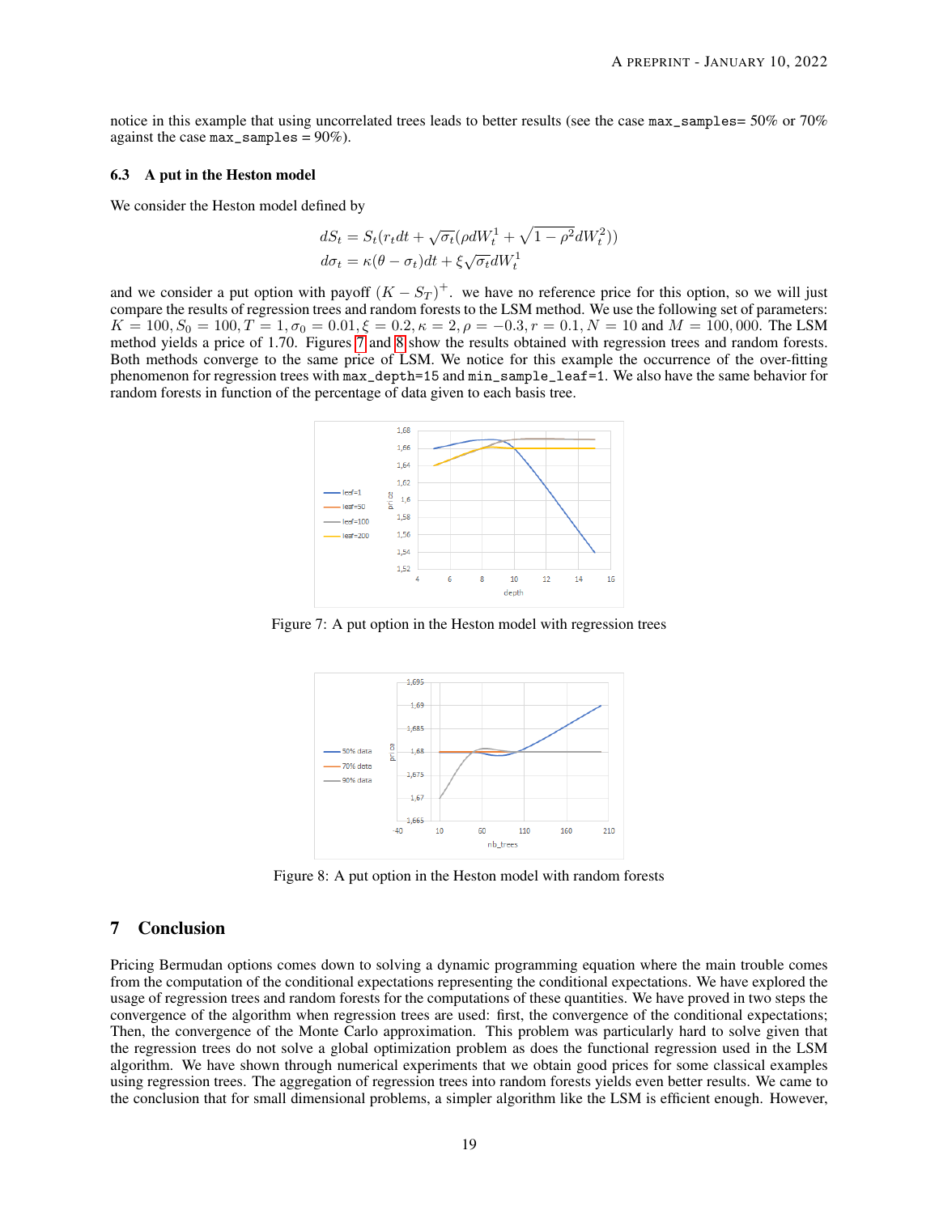notice in this example that using uncorrelated trees leads to better results (see the case `max_samples`= 50% or 70% against the case `max_samples` = 90%).

### 6.3 A put in the Heston model

We consider the Heston model defined by

$$
\begin{aligned}
dS_t &= S_t(r_t dt + \sqrt{\sigma_t}(\rho dW_t^1 + \sqrt{1-\rho^2} dW_t^2)) \\
d\sigma_t &= \kappa(\theta - \sigma_t)dt + \xi\sqrt{\sigma_t} dW_t^1
\end{aligned}
$$

and we consider a put option with payoff $(K - S_T)^+$. we have no reference price for this option, so we will just compare the results of regression trees and random forests to the LSM method. We use the following set of parameters: $K = 100, S_0 = 100, T = 1, \sigma_0 = 0.01, \xi = 0.2, \kappa = 2, \rho = -0.3, r = 0.1, N = 10$ and $M = 100,000$. The LSM method yields a price of 1.70. Figures 7 and 8 show the results obtained with regression trees and random forests. Both methods converge to the same price of LSM. We notice for this example the occurrence of the over-fitting phenomenon for regression trees with `max_depth=15` and `min_sample_leaf=1`. We also have the same behavior for random forests in function of the percentage of data given to each basis tree.

Figure 7: A put option in the Heston model with regression trees

Figure 8: A put option in the Heston model with random forests

## 7 Conclusion

Pricing Bermudan options comes down to solving a dynamic programming equation where the main trouble comes from the computation of the conditional expectations representing the conditional expectations. We have explored the usage of regression trees and random forests for the computations of these quantities. We have proved in two steps the convergence of the algorithm when regression trees are used: first, the convergence of the conditional expectations; Then, the convergence of the Monte Carlo approximation. This problem was particularly hard to solve given that the regression trees do not solve a global optimization problem as does the functional regression used in the LSM algorithm. We have shown through numerical experiments that we obtain good prices for some classical examples using regression trees. The aggregation of regression trees into random forests yields even better results. We came to the conclusion that for small dimensional problems, a simpler algorithm like the LSM is efficient enough. However,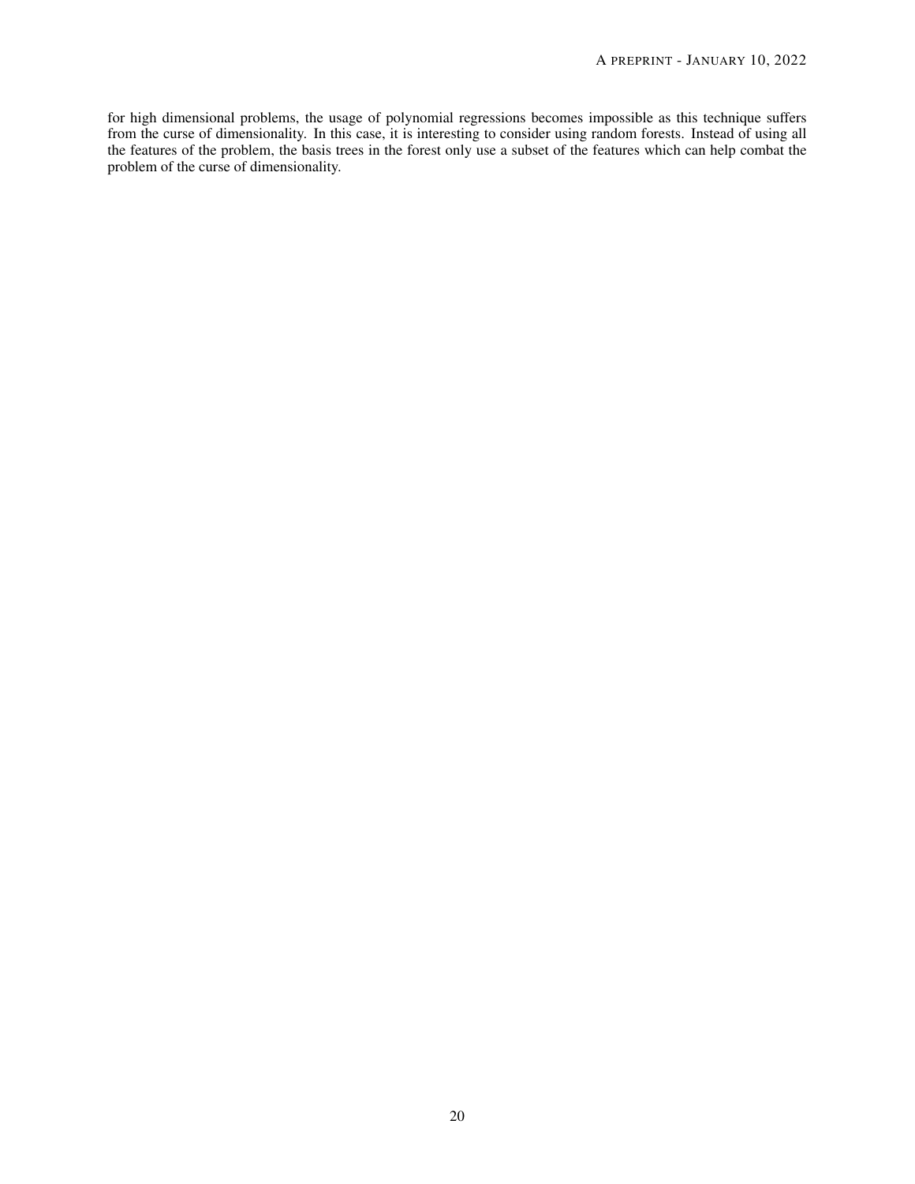for high dimensional problems, the usage of polynomial regressions becomes impossible as this technique suffers from the curse of dimensionality. In this case, it is interesting to consider using random forests. Instead of using all the features of the problem, the basis trees in the forest only use a subset of the features which can help combat the problem of the curse of dimensionality.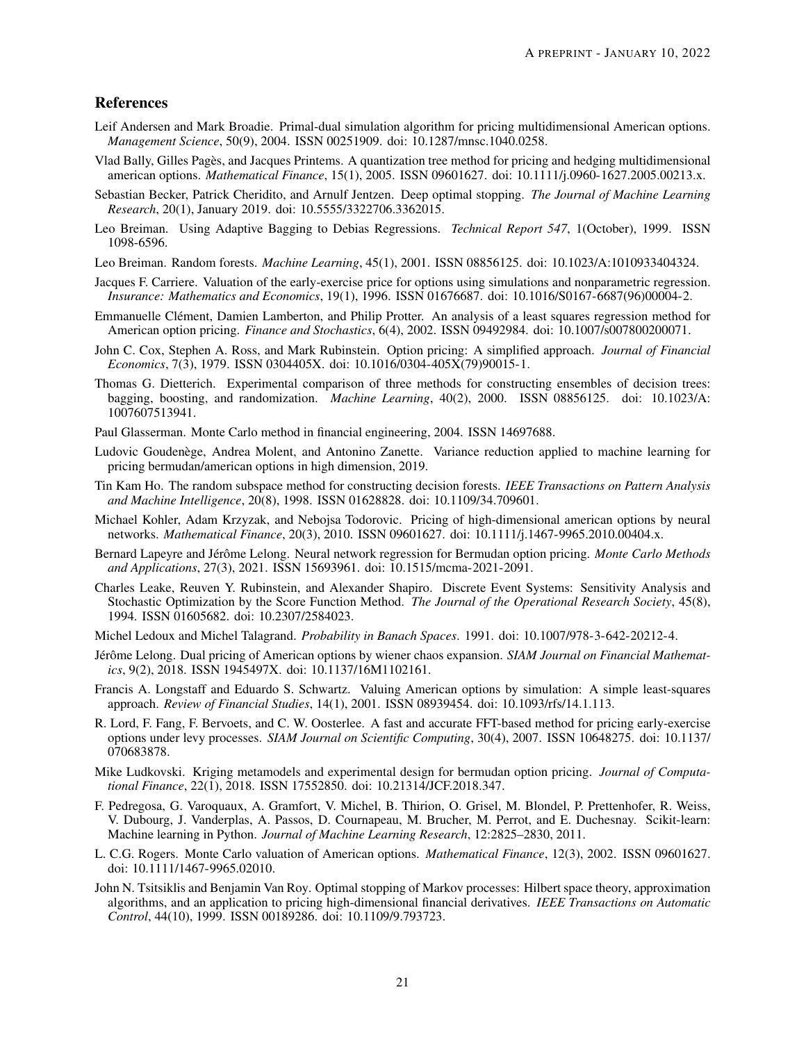## References

Leif Andersen and Mark Broadie. Primal-dual simulation algorithm for pricing multidimensional American options. *Management Science*, 50(9), 2004. ISSN 00251909. doi: 10.1287/mnsc.1040.0258.

Vlad Bally, Gilles Pagès, and Jacques Printems. A quantization tree method for pricing and hedging multidimensional american options. *Mathematical Finance*, 15(1), 2005. ISSN 09601627. doi: 10.1111/j.0960-1627.2005.00213.x.

Sebastian Becker, Patrick Cheridito, and Arnulf Jentzen. Deep optimal stopping. *The Journal of Machine Learning Research*, 20(1), January 2019. doi: 10.5555/3322706.3362015.

Leo Breiman. Using Adaptive Bagging to Debias Regressions. *Technical Report 547*, 1(October), 1999. ISSN 1098-6596.

Leo Breiman. Random forests. *Machine Learning*, 45(1), 2001. ISSN 08856125. doi: 10.1023/A:1010933404324.

Jacques F. Carriere. Valuation of the early-exercise price for options using simulations and nonparametric regression. *Insurance: Mathematics and Economics*, 19(1), 1996. ISSN 01676687. doi: 10.1016/S0167-6687(96)00004-2.

Emmanuelle Clément, Damien Lamberton, and Philip Protter. An analysis of a least squares regression method for American option pricing. *Finance and Stochastics*, 6(4), 2002. ISSN 09492984. doi: 10.1007/s007800200071.

John C. Cox, Stephen A. Ross, and Mark Rubinstein. Option pricing: A simplified approach. *Journal of Financial Economics*, 7(3), 1979. ISSN 0304405X. doi: 10.1016/0304-405X(79)90015-1.

Thomas G. Dietterich. Experimental comparison of three methods for constructing ensembles of decision trees: bagging, boosting, and randomization. *Machine Learning*, 40(2), 2000. ISSN 08856125. doi: 10.1023/A:1007607513941.

Paul Glasserman. Monte Carlo method in financial engineering, 2004. ISSN 14697688.

Ludovic Goudenège, Andrea Molent, and Antonino Zanette. Variance reduction applied to machine learning for pricing bermudan/american options in high dimension, 2019.

Tin Kam Ho. The random subspace method for constructing decision forests. *IEEE Transactions on Pattern Analysis and Machine Intelligence*, 20(8), 1998. ISSN 01628828. doi: 10.1109/34.709601.

Michael Kohler, Adam Krzyzak, and Nebojsa Todorovic. Pricing of high-dimensional american options by neural networks. *Mathematical Finance*, 20(3), 2010. ISSN 09601627. doi: 10.1111/j.1467-9965.2010.00404.x.

Bernard Lapeyre and Jérôme Lelong. Neural network regression for Bermudan option pricing. *Monte Carlo Methods and Applications*, 27(3), 2021. ISSN 15693961. doi: 10.1515/mcma-2021-2091.

Charles Leake, Reuven Y. Rubinstein, and Alexander Shapiro. Discrete Event Systems: Sensitivity Analysis and Stochastic Optimization by the Score Function Method. *The Journal of the Operational Research Society*, 45(8), 1994. ISSN 01605682. doi: 10.2307/2584023.

Michel Ledoux and Michel Talagrand. *Probability in Banach Spaces*. 1991. doi: 10.1007/978-3-642-20212-4.

Jérôme Lelong. Dual pricing of American options by wiener chaos expansion. *SIAM Journal on Financial Mathematics*, 9(2), 2018. ISSN 1945497X. doi: 10.1137/16M1102161.

Francis A. Longstaff and Eduardo S. Schwartz. Valuing American options by simulation: A simple least-squares approach. *Review of Financial Studies*, 14(1), 2001. ISSN 08939454. doi: 10.1093/rfs/14.1.113.

R. Lord, F. Fang, F. Bervoets, and C. W. Oosterlee. A fast and accurate FFT-based method for pricing early-exercise options under levy processes. *SIAM Journal on Scientific Computing*, 30(4), 2007. ISSN 10648275. doi: 10.1137/070683878.

Mike Ludkovski. Kriging metamodels and experimental design for bermudan option pricing. *Journal of Computational Finance*, 22(1), 2018. ISSN 17552850. doi: 10.21314/JCF.2018.347.

F. Pedregosa, G. Varoquaux, A. Gramfort, V. Michel, B. Thirion, O. Grisel, M. Blondel, P. Prettenhofer, R. Weiss, V. Dubourg, J. Vanderplas, A. Passos, D. Cournapeau, M. Brucher, M. Perrot, and E. Duchesnay. Scikit-learn: Machine learning in Python. *Journal of Machine Learning Research*, 12:2825–2830, 2011.

L. C.G. Rogers. Monte Carlo valuation of American options. *Mathematical Finance*, 12(3), 2002. ISSN 09601627. doi: 10.1111/1467-9965.02010.

John N. Tsitsiklis and Benjamin Van Roy. Optimal stopping of Markov processes: Hilbert space theory, approximation algorithms, and an application to pricing high-dimensional financial derivatives. *IEEE Transactions on Automatic Control*, 44(10), 1999. ISSN 00189286. doi: 10.1109/9.793723.